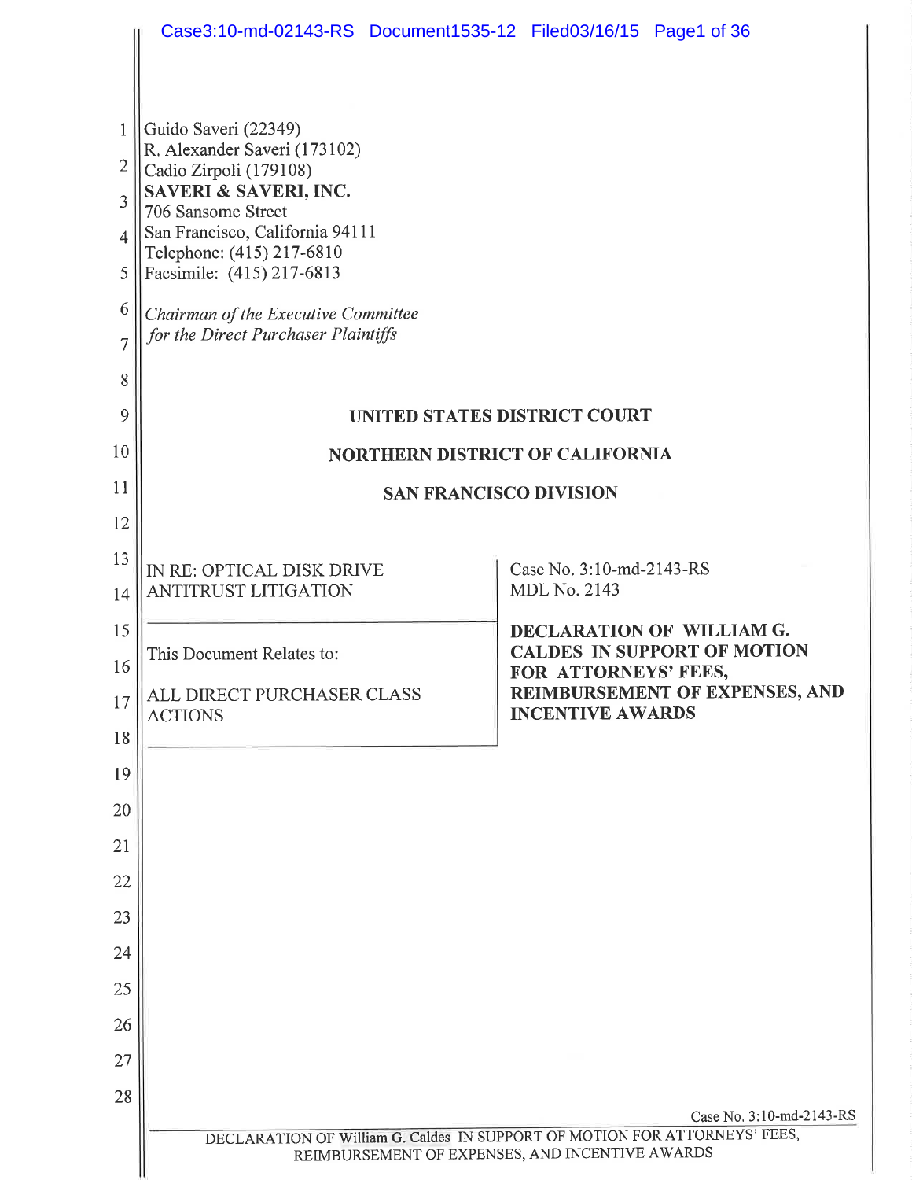Guido Saveri (22349)
R. Alexander Saveri (173102)
Cadio Zirpoli (179108)
**SAVERI & SAVERI, INC.**
706 Sansome Street
San Francisco, California 94111
Telephone: (415) 217-6810
Facsimile: (415) 217-6813

*Chairman of the Executive Committee for the Direct Purchaser Plaintiffs*

**UNITED STATES DISTRICT COURT**

**NORTHERN DISTRICT OF CALIFORNIA**

**SAN FRANCISCO DIVISION**

| IN RE: OPTICAL DISK DRIVE ANTITRUST LITIGATION | Case No. 3:10-md-2143-RS MDL No. 2143 |
|---|---|
| This Document Relates to: ALL DIRECT PURCHASER CLASS ACTIONS | **DECLARATION OF WILLIAM G. CALDES IN SUPPORT OF MOTION FOR ATTORNEYS' FEES, REIMBURSEMENT OF EXPENSES, AND INCENTIVE AWARDS** |

Case No. 3:10-md-2143-RS

DECLARATION OF William G. Caldes IN SUPPORT OF MOTION FOR ATTORNEYS' FEES, REIMBURSEMENT OF EXPENSES, AND INCENTIVE AWARDS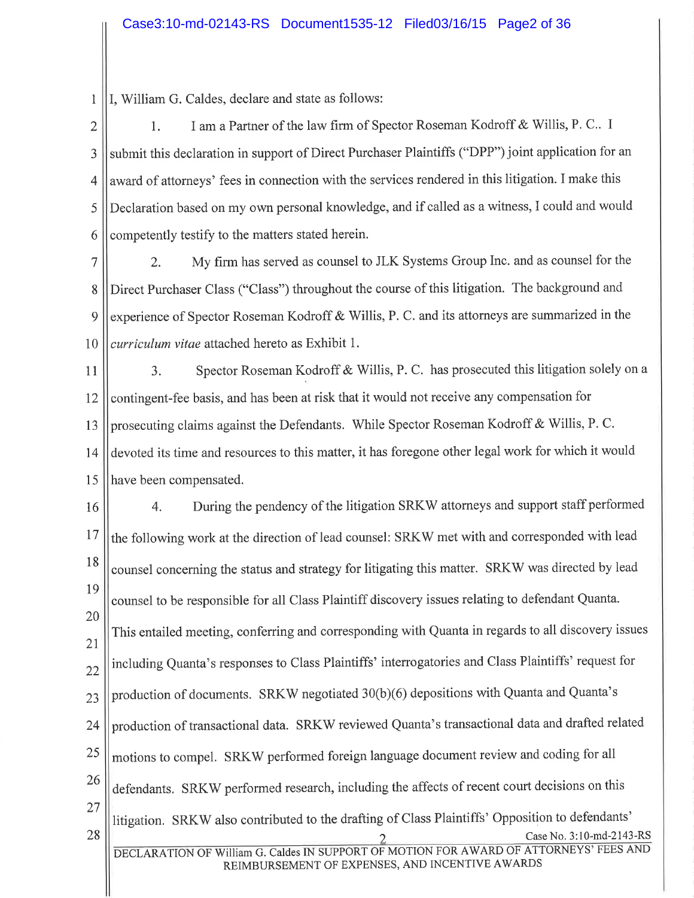I, William G. Caldes, declare and state as follows:

1. I am a Partner of the law firm of Spector Roseman Kodroff & Willis, P. C.. I submit this declaration in support of Direct Purchaser Plaintiffs ("DPP") joint application for an award of attorneys' fees in connection with the services rendered in this litigation. I make this Declaration based on my own personal knowledge, and if called as a witness, I could and would competently testify to the matters stated herein.

2. My firm has served as counsel to JLK Systems Group Inc. and as counsel for the Direct Purchaser Class ("Class") throughout the course of this litigation. The background and experience of Spector Roseman Kodroff & Willis, P. C. and its attorneys are summarized in the *curriculum vitae* attached hereto as Exhibit 1.

3. Spector Roseman Kodroff & Willis, P. C. has prosecuted this litigation solely on a contingent-fee basis, and has been at risk that it would not receive any compensation for prosecuting claims against the Defendants. While Spector Roseman Kodroff & Willis, P. C. devoted its time and resources to this matter, it has foregone other legal work for which it would have been compensated.

4. During the pendency of the litigation SRKW attorneys and support staff performed the following work at the direction of lead counsel: SRKW met with and corresponded with lead counsel concerning the status and strategy for litigating this matter. SRKW was directed by lead counsel to be responsible for all Class Plaintiff discovery issues relating to defendant Quanta. This entailed meeting, conferring and corresponding with Quanta in regards to all discovery issues including Quanta's responses to Class Plaintiffs' interrogatories and Class Plaintiffs' request for production of documents. SRKW negotiated 30(b)(6) depositions with Quanta and Quanta's production of transactional data. SRKW reviewed Quanta's transactional data and drafted related motions to compel. SRKW performed foreign language document review and coding for all defendants. SRKW performed research, including the affects of recent court decisions on this litigation. SRKW also contributed to the drafting of Class Plaintiffs' Opposition to defendants'

DECLARATION OF William G. Caldes IN SUPPORT OF MOTION FOR AWARD OF ATTORNEYS' FEES AND REIMBURSEMENT OF EXPENSES, AND INCENTIVE AWARDS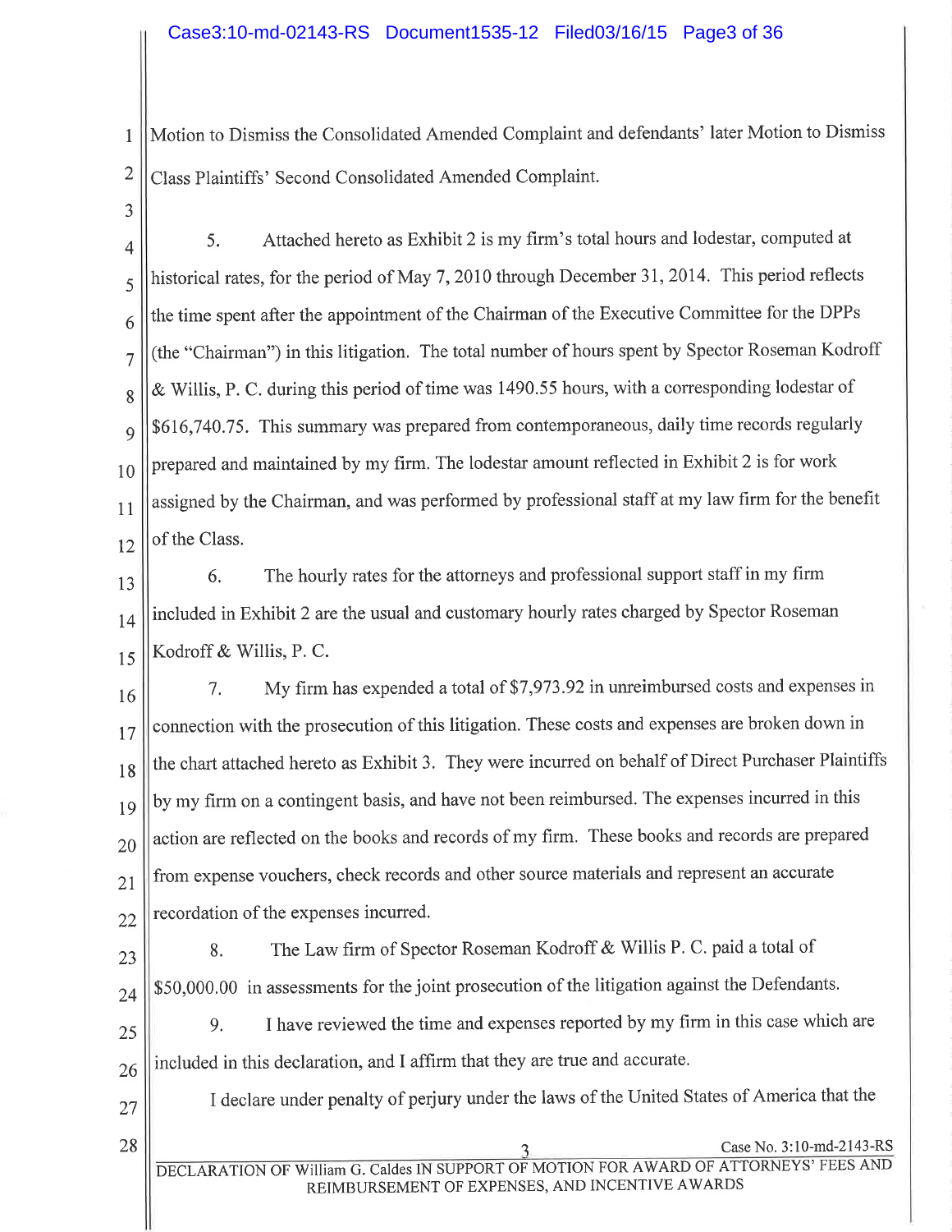Motion to Dismiss the Consolidated Amended Complaint and defendants' later Motion to Dismiss Class Plaintiffs' Second Consolidated Amended Complaint.

5. Attached hereto as Exhibit 2 is my firm's total hours and lodestar, computed at historical rates, for the period of May 7, 2010 through December 31, 2014. This period reflects the time spent after the appointment of the Chairman of the Executive Committee for the DPPs (the "Chairman") in this litigation. The total number of hours spent by Spector Roseman Kodroff & Willis, P. C. during this period of time was 1490.55 hours, with a corresponding lodestar of $616,740.75. This summary was prepared from contemporaneous, daily time records regularly prepared and maintained by my firm. The lodestar amount reflected in Exhibit 2 is for work assigned by the Chairman, and was performed by professional staff at my law firm for the benefit of the Class.

6. The hourly rates for the attorneys and professional support staff in my firm included in Exhibit 2 are the usual and customary hourly rates charged by Spector Roseman Kodroff & Willis, P. C.

7. My firm has expended a total of $7,973.92 in unreimbursed costs and expenses in connection with the prosecution of this litigation. These costs and expenses are broken down in the chart attached hereto as Exhibit 3. They were incurred on behalf of Direct Purchaser Plaintiffs by my firm on a contingent basis, and have not been reimbursed. The expenses incurred in this action are reflected on the books and records of my firm. These books and records are prepared from expense vouchers, check records and other source materials and represent an accurate recordation of the expenses incurred.

8. The Law firm of Spector Roseman Kodroff & Willis P. C. paid a total of $50,000.00 in assessments for the joint prosecution of the litigation against the Defendants.

9. I have reviewed the time and expenses reported by my firm in this case which are included in this declaration, and I affirm that they are true and accurate.

I declare under penalty of perjury under the laws of the United States of America that the

DECLARATION OF William G. Caldes IN SUPPORT OF MOTION FOR AWARD OF ATTORNEYS' FEES AND REIMBURSEMENT OF EXPENSES, AND INCENTIVE AWARDS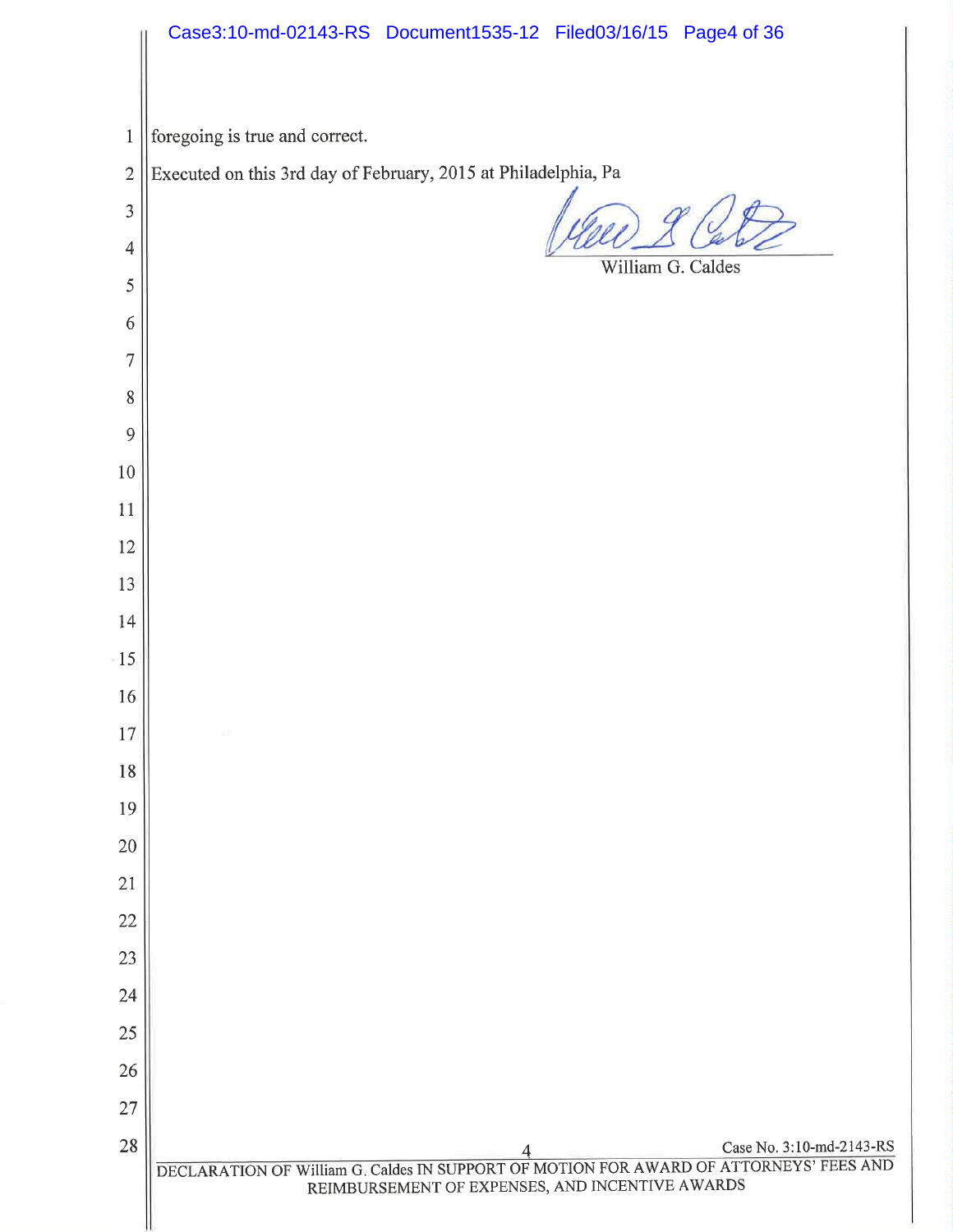foregoing is true and correct.

Executed on this 3rd day of February, 2015 at Philadelphia, Pa

William G. Caldes

DECLARATION OF William G. Caldes IN SUPPORT OF MOTION FOR AWARD OF ATTORNEYS' FEES AND REIMBURSEMENT OF EXPENSES, AND INCENTIVE AWARDS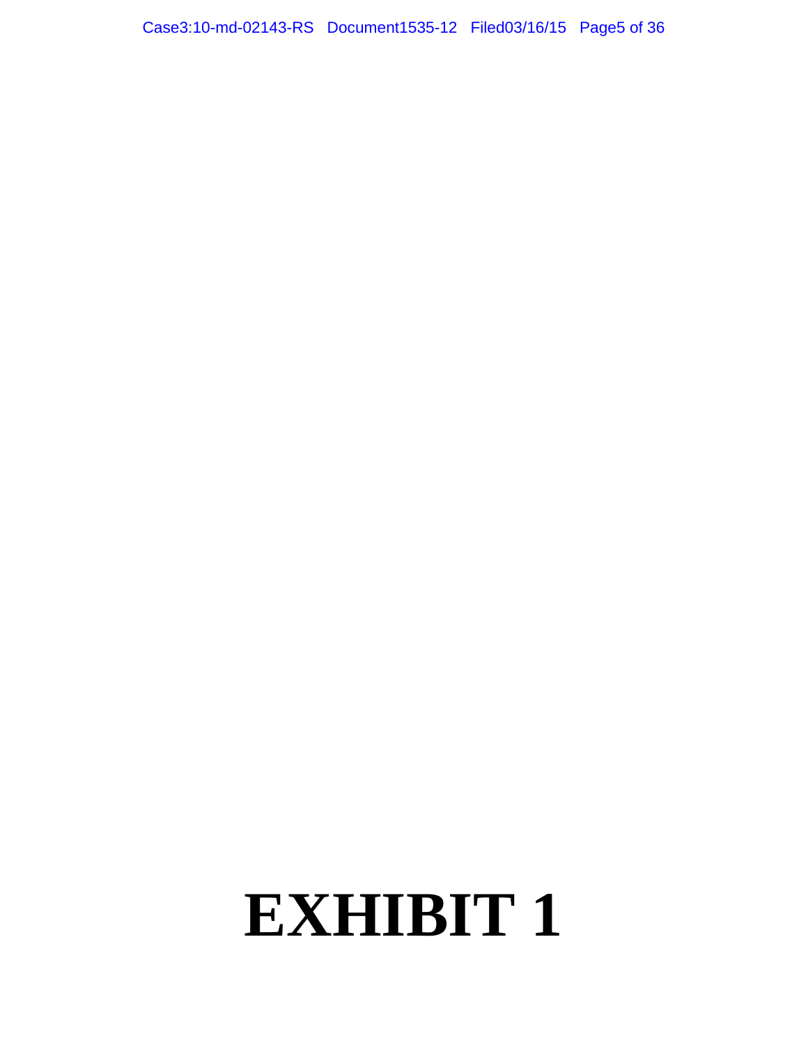# EXHIBIT 1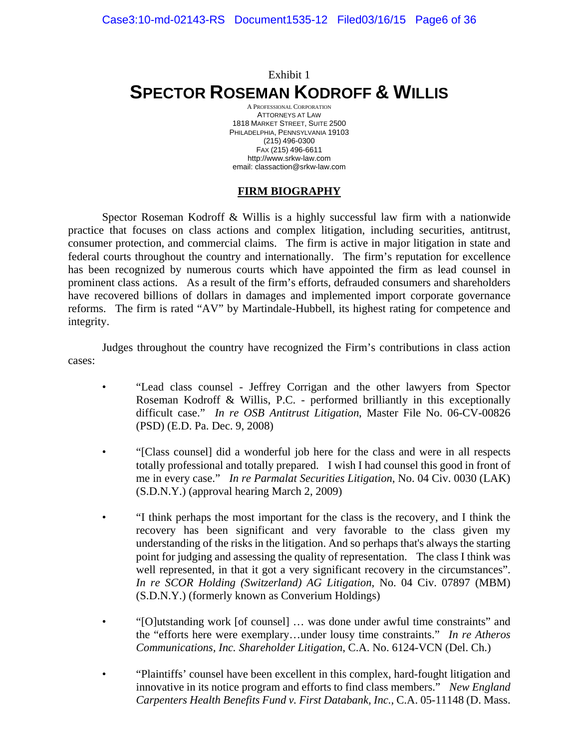Exhibit 1

# SPECTOR ROSEMAN KODROFF & WILLIS

A PROFESSIONAL CORPORATION
ATTORNEYS AT LAW
1818 MARKET STREET, SUITE 2500
PHILADELPHIA, PENNSYLVANIA 19103
(215) 496-0300
FAX (215) 496-6611
http://www.srkw-law.com
email: classaction@srkw-law.com

## FIRM BIOGRAPHY

Spector Roseman Kodroff & Willis is a highly successful law firm with a nationwide practice that focuses on class actions and complex litigation, including securities, antitrust, consumer protection, and commercial claims. The firm is active in major litigation in state and federal courts throughout the country and internationally. The firm's reputation for excellence has been recognized by numerous courts which have appointed the firm as lead counsel in prominent class actions. As a result of the firm's efforts, defrauded consumers and shareholders have recovered billions of dollars in damages and implemented import corporate governance reforms. The firm is rated "AV" by Martindale-Hubbell, its highest rating for competence and integrity.

Judges throughout the country have recognized the Firm's contributions in class action cases:

- "Lead class counsel - Jeffrey Corrigan and the other lawyers from Spector Roseman Kodroff & Willis, P.C. - performed brilliantly in this exceptionally difficult case." *In re OSB Antitrust Litigation*, Master File No. 06-CV-00826 (PSD) (E.D. Pa. Dec. 9, 2008)

- "[Class counsel] did a wonderful job here for the class and were in all respects totally professional and totally prepared. I wish I had counsel this good in front of me in every case." *In re Parmalat Securities Litigation*, No. 04 Civ. 0030 (LAK) (S.D.N.Y.) (approval hearing March 2, 2009)

- "I think perhaps the most important for the class is the recovery, and I think the recovery has been significant and very favorable to the class given my understanding of the risks in the litigation. And so perhaps that's always the starting point for judging and assessing the quality of representation. The class I think was well represented, in that it got a very significant recovery in the circumstances". *In re SCOR Holding (Switzerland) AG Litigation*, No. 04 Civ. 07897 (MBM) (S.D.N.Y.) (formerly known as Converium Holdings)

- "[O]utstanding work [of counsel] … was done under awful time constraints" and the "efforts here were exemplary…under lousy time constraints." *In re Atheros Communications, Inc. Shareholder Litigation*, C.A. No. 6124-VCN (Del. Ch.)

- "Plaintiffs' counsel have been excellent in this complex, hard-fought litigation and innovative in its notice program and efforts to find class members." *New England Carpenters Health Benefits Fund v. First Databank, Inc.*, C.A. 05-11148 (D. Mass.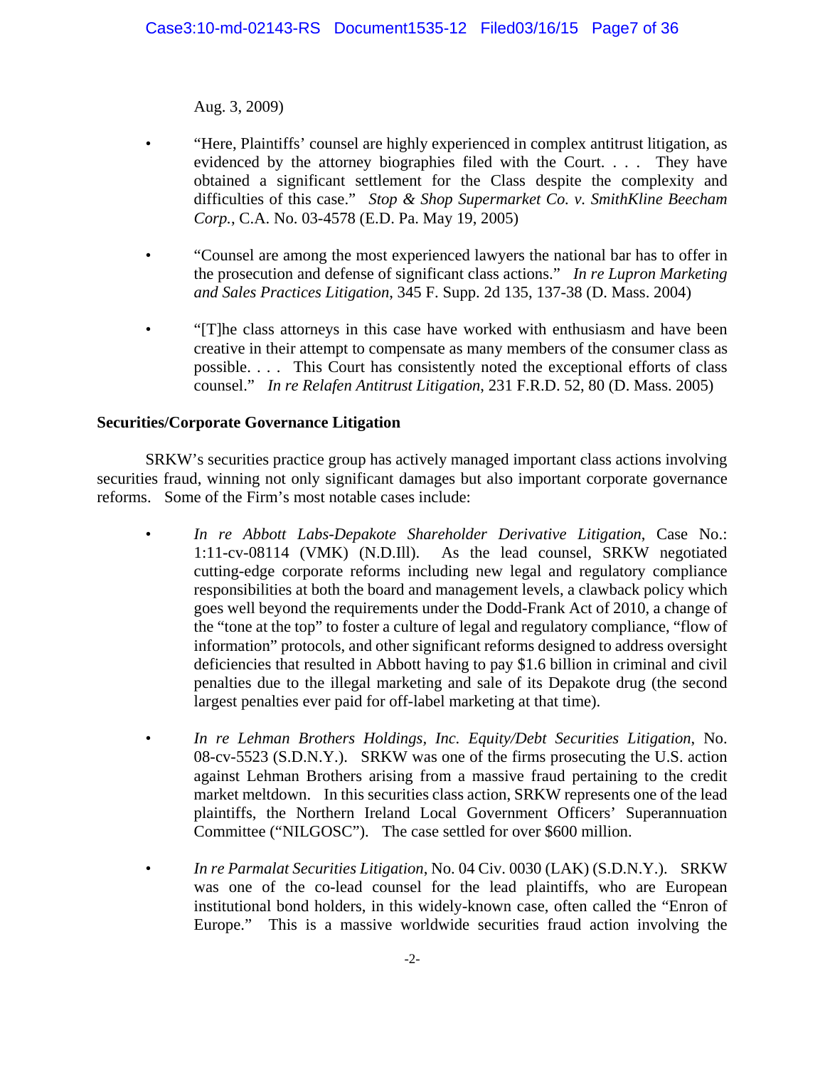Aug. 3, 2009)

- "Here, Plaintiffs' counsel are highly experienced in complex antitrust litigation, as evidenced by the attorney biographies filed with the Court. . . . They have obtained a significant settlement for the Class despite the complexity and difficulties of this case." *Stop & Shop Supermarket Co. v. SmithKline Beecham Corp.*, C.A. No. 03-4578 (E.D. Pa. May 19, 2005)

- "Counsel are among the most experienced lawyers the national bar has to offer in the prosecution and defense of significant class actions." *In re Lupron Marketing and Sales Practices Litigation*, 345 F. Supp. 2d 135, 137-38 (D. Mass. 2004)

- "[T]he class attorneys in this case have worked with enthusiasm and have been creative in their attempt to compensate as many members of the consumer class as possible. . . . This Court has consistently noted the exceptional efforts of class counsel." *In re Relafen Antitrust Litigation*, 231 F.R.D. 52, 80 (D. Mass. 2005)

**Securities/Corporate Governance Litigation**

SRKW's securities practice group has actively managed important class actions involving securities fraud, winning not only significant damages but also important corporate governance reforms. Some of the Firm's most notable cases include:

- *In re Abbott Labs-Depakote Shareholder Derivative Litigation*, Case No.: 1:11-cv-08114 (VMK) (N.D.Ill). As the lead counsel, SRKW negotiated cutting-edge corporate reforms including new legal and regulatory compliance responsibilities at both the board and management levels, a clawback policy which goes well beyond the requirements under the Dodd-Frank Act of 2010, a change of the "tone at the top" to foster a culture of legal and regulatory compliance, "flow of information" protocols, and other significant reforms designed to address oversight deficiencies that resulted in Abbott having to pay $1.6 billion in criminal and civil penalties due to the illegal marketing and sale of its Depakote drug (the second largest penalties ever paid for off-label marketing at that time).

- *In re Lehman Brothers Holdings, Inc. Equity/Debt Securities Litigation*, No. 08-cv-5523 (S.D.N.Y.). SRKW was one of the firms prosecuting the U.S. action against Lehman Brothers arising from a massive fraud pertaining to the credit market meltdown. In this securities class action, SRKW represents one of the lead plaintiffs, the Northern Ireland Local Government Officers' Superannuation Committee ("NILGOSC"). The case settled for over $600 million.

- *In re Parmalat Securities Litigation*, No. 04 Civ. 0030 (LAK) (S.D.N.Y.). SRKW was one of the co-lead counsel for the lead plaintiffs, who are European institutional bond holders, in this widely-known case, often called the "Enron of Europe." This is a massive worldwide securities fraud action involving the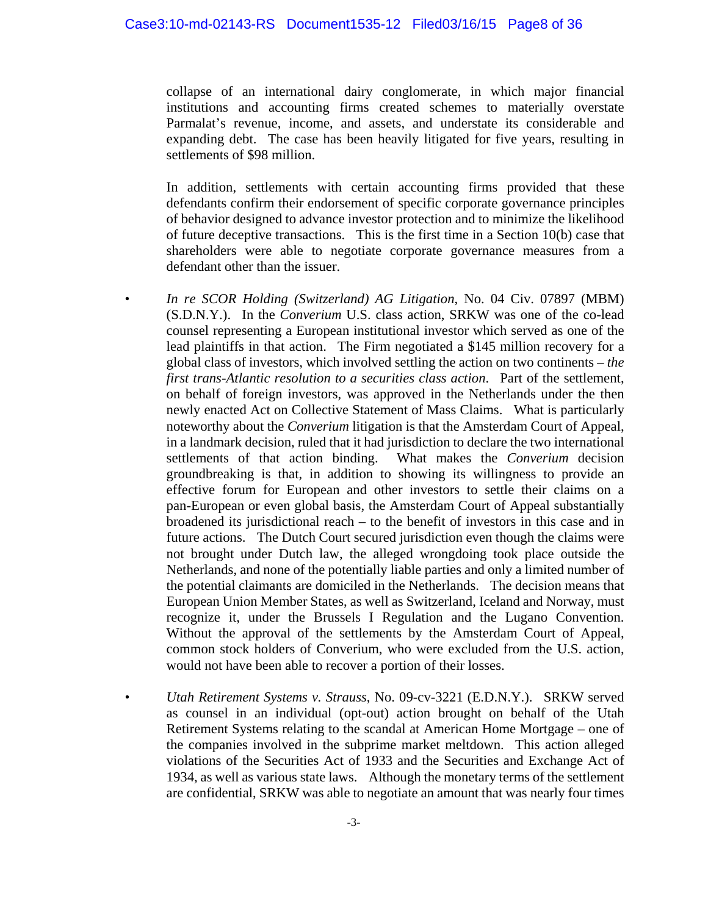collapse of an international dairy conglomerate, in which major financial institutions and accounting firms created schemes to materially overstate Parmalat's revenue, income, and assets, and understate its considerable and expanding debt. The case has been heavily litigated for five years, resulting in settlements of $98 million.

In addition, settlements with certain accounting firms provided that these defendants confirm their endorsement of specific corporate governance principles of behavior designed to advance investor protection and to minimize the likelihood of future deceptive transactions. This is the first time in a Section 10(b) case that shareholders were able to negotiate corporate governance measures from a defendant other than the issuer.

- *In re SCOR Holding (Switzerland) AG Litigation*, No. 04 Civ. 07897 (MBM) (S.D.N.Y.). In the *Converium* U.S. class action, SRKW was one of the co-lead counsel representing a European institutional investor which served as one of the lead plaintiffs in that action. The Firm negotiated a $145 million recovery for a global class of investors, which involved settling the action on two continents – *the first trans-Atlantic resolution to a securities class action*. Part of the settlement, on behalf of foreign investors, was approved in the Netherlands under the then newly enacted Act on Collective Statement of Mass Claims. What is particularly noteworthy about the *Converium* litigation is that the Amsterdam Court of Appeal, in a landmark decision, ruled that it had jurisdiction to declare the two international settlements of that action binding. What makes the *Converium* decision groundbreaking is that, in addition to showing its willingness to provide an effective forum for European and other investors to settle their claims on a pan-European or even global basis, the Amsterdam Court of Appeal substantially broadened its jurisdictional reach – to the benefit of investors in this case and in future actions. The Dutch Court secured jurisdiction even though the claims were not brought under Dutch law, the alleged wrongdoing took place outside the Netherlands, and none of the potentially liable parties and only a limited number of the potential claimants are domiciled in the Netherlands. The decision means that European Union Member States, as well as Switzerland, Iceland and Norway, must recognize it, under the Brussels I Regulation and the Lugano Convention. Without the approval of the settlements by the Amsterdam Court of Appeal, common stock holders of Converium, who were excluded from the U.S. action, would not have been able to recover a portion of their losses.

- *Utah Retirement Systems v. Strauss*, No. 09-cv-3221 (E.D.N.Y.). SRKW served as counsel in an individual (opt-out) action brought on behalf of the Utah Retirement Systems relating to the scandal at American Home Mortgage – one of the companies involved in the subprime market meltdown. This action alleged violations of the Securities Act of 1933 and the Securities and Exchange Act of 1934, as well as various state laws. Although the monetary terms of the settlement are confidential, SRKW was able to negotiate an amount that was nearly four times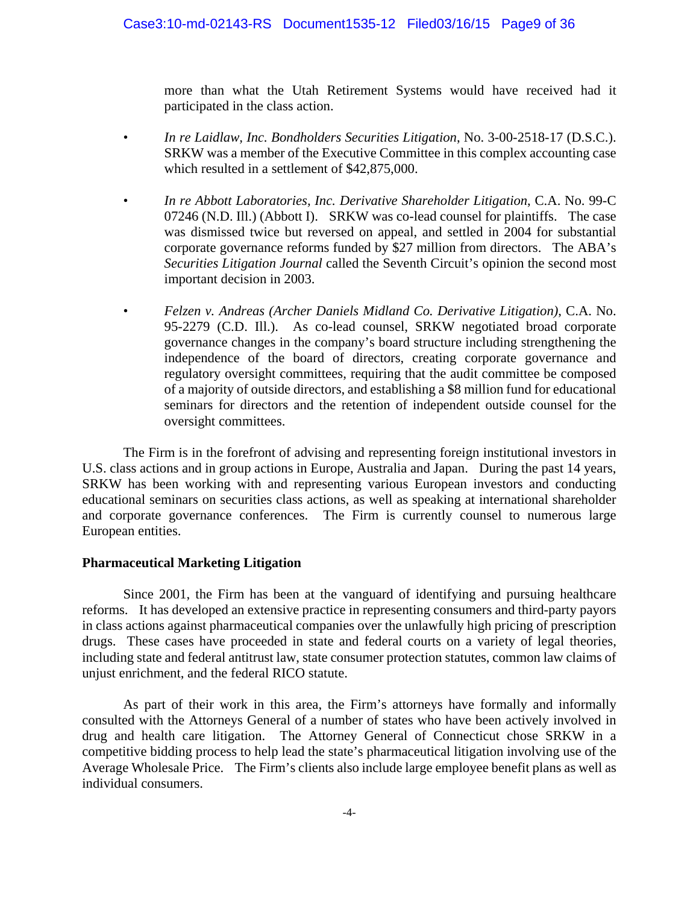more than what the Utah Retirement Systems would have received had it participated in the class action.

- *In re Laidlaw, Inc. Bondholders Securities Litigation*, No. 3-00-2518-17 (D.S.C.). SRKW was a member of the Executive Committee in this complex accounting case which resulted in a settlement of $42,875,000.

- *In re Abbott Laboratories, Inc. Derivative Shareholder Litigation*, C.A. No. 99-C 07246 (N.D. Ill.) (Abbott I). SRKW was co-lead counsel for plaintiffs. The case was dismissed twice but reversed on appeal, and settled in 2004 for substantial corporate governance reforms funded by $27 million from directors. The ABA's *Securities Litigation Journal* called the Seventh Circuit's opinion the second most important decision in 2003.

- *Felzen v. Andreas (Archer Daniels Midland Co. Derivative Litigation)*, C.A. No. 95-2279 (C.D. Ill.). As co-lead counsel, SRKW negotiated broad corporate governance changes in the company's board structure including strengthening the independence of the board of directors, creating corporate governance and regulatory oversight committees, requiring that the audit committee be composed of a majority of outside directors, and establishing a $8 million fund for educational seminars for directors and the retention of independent outside counsel for the oversight committees.

The Firm is in the forefront of advising and representing foreign institutional investors in U.S. class actions and in group actions in Europe, Australia and Japan. During the past 14 years, SRKW has been working with and representing various European investors and conducting educational seminars on securities class actions, as well as speaking at international shareholder and corporate governance conferences. The Firm is currently counsel to numerous large European entities.

**Pharmaceutical Marketing Litigation**

Since 2001, the Firm has been at the vanguard of identifying and pursuing healthcare reforms. It has developed an extensive practice in representing consumers and third-party payors in class actions against pharmaceutical companies over the unlawfully high pricing of prescription drugs. These cases have proceeded in state and federal courts on a variety of legal theories, including state and federal antitrust law, state consumer protection statutes, common law claims of unjust enrichment, and the federal RICO statute.

As part of their work in this area, the Firm's attorneys have formally and informally consulted with the Attorneys General of a number of states who have been actively involved in drug and health care litigation. The Attorney General of Connecticut chose SRKW in a competitive bidding process to help lead the state's pharmaceutical litigation involving use of the Average Wholesale Price. The Firm's clients also include large employee benefit plans as well as individual consumers.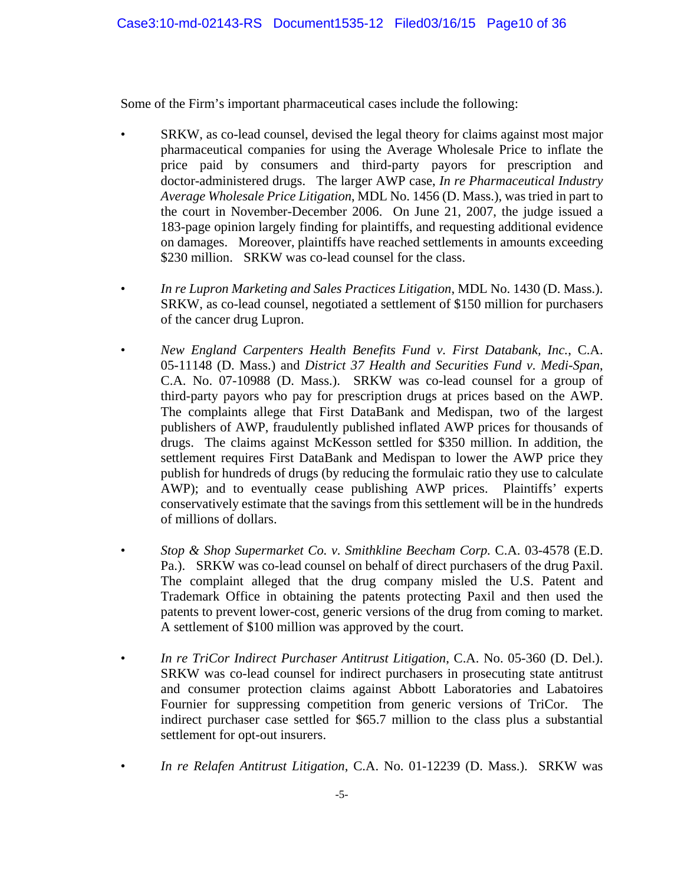Some of the Firm's important pharmaceutical cases include the following:

- SRKW, as co-lead counsel, devised the legal theory for claims against most major pharmaceutical companies for using the Average Wholesale Price to inflate the price paid by consumers and third-party payors for prescription and doctor-administered drugs. The larger AWP case, *In re Pharmaceutical Industry Average Wholesale Price Litigation*, MDL No. 1456 (D. Mass.), was tried in part to the court in November-December 2006. On June 21, 2007, the judge issued a 183-page opinion largely finding for plaintiffs, and requesting additional evidence on damages. Moreover, plaintiffs have reached settlements in amounts exceeding $230 million. SRKW was co-lead counsel for the class.

- *In re Lupron Marketing and Sales Practices Litigation*, MDL No. 1430 (D. Mass.). SRKW, as co-lead counsel, negotiated a settlement of $150 million for purchasers of the cancer drug Lupron.

- *New England Carpenters Health Benefits Fund v. First Databank, Inc.*, C.A. 05-11148 (D. Mass.) and *District 37 Health and Securities Fund v. Medi-Span*, C.A. No. 07-10988 (D. Mass.). SRKW was co-lead counsel for a group of third-party payors who pay for prescription drugs at prices based on the AWP. The complaints allege that First DataBank and Medispan, two of the largest publishers of AWP, fraudulently published inflated AWP prices for thousands of drugs. The claims against McKesson settled for $350 million. In addition, the settlement requires First DataBank and Medispan to lower the AWP price they publish for hundreds of drugs (by reducing the formulaic ratio they use to calculate AWP); and to eventually cease publishing AWP prices. Plaintiffs' experts conservatively estimate that the savings from this settlement will be in the hundreds of millions of dollars.

- *Stop & Shop Supermarket Co. v. Smithkline Beecham Corp*. C.A. 03-4578 (E.D. Pa.). SRKW was co-lead counsel on behalf of direct purchasers of the drug Paxil. The complaint alleged that the drug company misled the U.S. Patent and Trademark Office in obtaining the patents protecting Paxil and then used the patents to prevent lower-cost, generic versions of the drug from coming to market. A settlement of $100 million was approved by the court.

- *In re TriCor Indirect Purchaser Antitrust Litigation*, C.A. No. 05-360 (D. Del.). SRKW was co-lead counsel for indirect purchasers in prosecuting state antitrust and consumer protection claims against Abbott Laboratories and Labatoires Fournier for suppressing competition from generic versions of TriCor. The indirect purchaser case settled for $65.7 million to the class plus a substantial settlement for opt-out insurers.

- *In re Relafen Antitrust Litigation*, C.A. No. 01-12239 (D. Mass.). SRKW was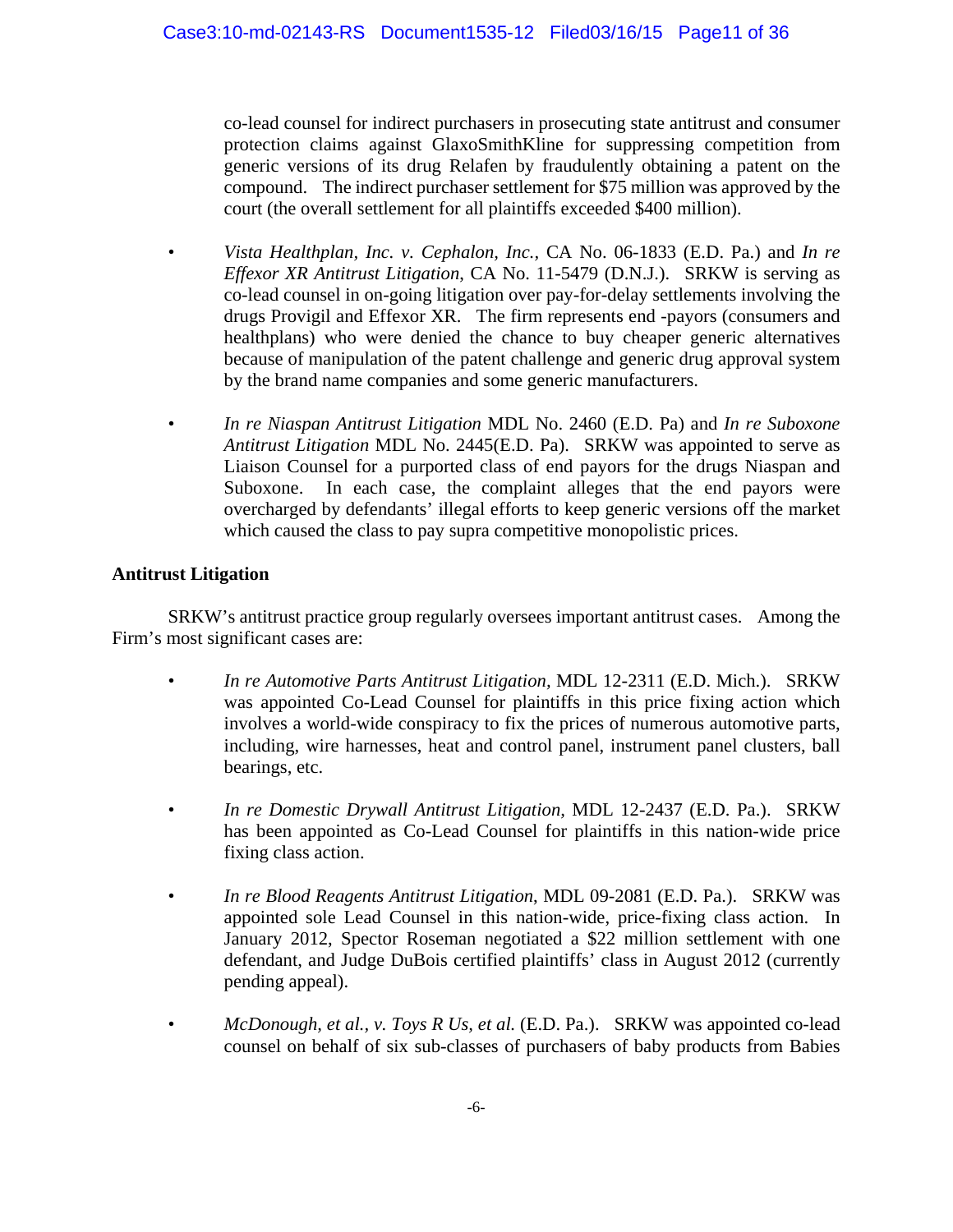co-lead counsel for indirect purchasers in prosecuting state antitrust and consumer protection claims against GlaxoSmithKline for suppressing competition from generic versions of its drug Relafen by fraudulently obtaining a patent on the compound. The indirect purchaser settlement for $75 million was approved by the court (the overall settlement for all plaintiffs exceeded $400 million).

- *Vista Healthplan, Inc. v. Cephalon, Inc.,* CA No. 06-1833 (E.D. Pa.) and *In re Effexor XR Antitrust Litigation*, CA No. 11-5479 (D.N.J.). SRKW is serving as co-lead counsel in on-going litigation over pay-for-delay settlements involving the drugs Provigil and Effexor XR. The firm represents end -payors (consumers and healthplans) who were denied the chance to buy cheaper generic alternatives because of manipulation of the patent challenge and generic drug approval system by the brand name companies and some generic manufacturers.

- *In re Niaspan Antitrust Litigation* MDL No. 2460 (E.D. Pa) and *In re Suboxone Antitrust Litigation* MDL No. 2445(E.D. Pa). SRKW was appointed to serve as Liaison Counsel for a purported class of end payors for the drugs Niaspan and Suboxone. In each case, the complaint alleges that the end payors were overcharged by defendants' illegal efforts to keep generic versions off the market which caused the class to pay supra competitive monopolistic prices.

**Antitrust Litigation**

SRKW's antitrust practice group regularly oversees important antitrust cases. Among the Firm's most significant cases are:

- *In re Automotive Parts Antitrust Litigation,* MDL 12-2311 (E.D. Mich.). SRKW was appointed Co-Lead Counsel for plaintiffs in this price fixing action which involves a world-wide conspiracy to fix the prices of numerous automotive parts, including, wire harnesses, heat and control panel, instrument panel clusters, ball bearings, etc.

- *In re Domestic Drywall Antitrust Litigation,* MDL 12-2437 (E.D. Pa.). SRKW has been appointed as Co-Lead Counsel for plaintiffs in this nation-wide price fixing class action.

- *In re Blood Reagents Antitrust Litigation,* MDL 09-2081 (E.D. Pa.). SRKW was appointed sole Lead Counsel in this nation-wide, price-fixing class action. In January 2012, Spector Roseman negotiated a $22 million settlement with one defendant, and Judge DuBois certified plaintiffs' class in August 2012 (currently pending appeal).

- *McDonough, et al., v. Toys R Us, et al.* (E.D. Pa.). SRKW was appointed co-lead counsel on behalf of six sub-classes of purchasers of baby products from Babies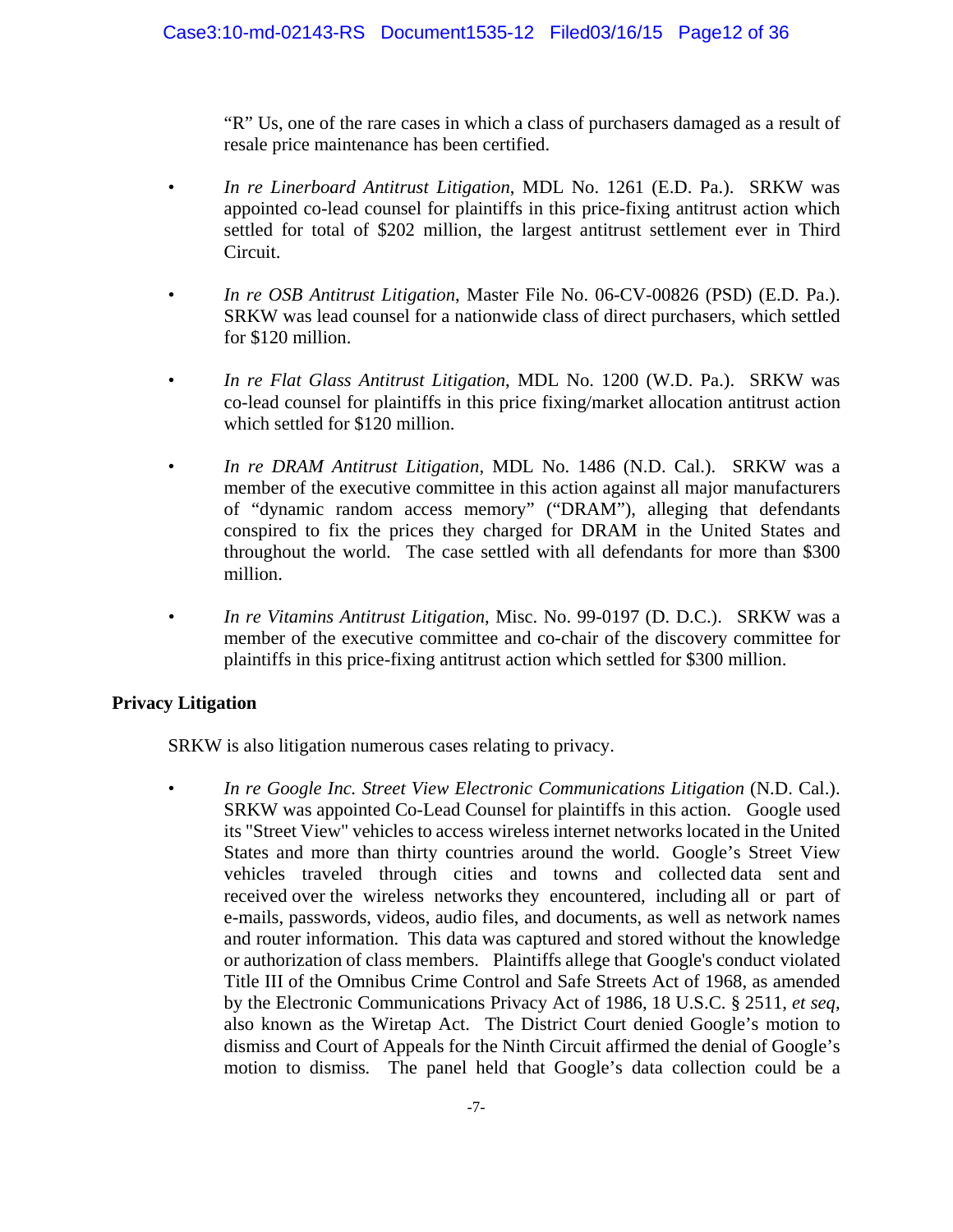"R" Us, one of the rare cases in which a class of purchasers damaged as a result of resale price maintenance has been certified.

- *In re Linerboard Antitrust Litigation*, MDL No. 1261 (E.D. Pa.). SRKW was appointed co-lead counsel for plaintiffs in this price-fixing antitrust action which settled for total of $202 million, the largest antitrust settlement ever in Third Circuit.

- *In re OSB Antitrust Litigation*, Master File No. 06-CV-00826 (PSD) (E.D. Pa.). SRKW was lead counsel for a nationwide class of direct purchasers, which settled for $120 million.

- *In re Flat Glass Antitrust Litigation*, MDL No. 1200 (W.D. Pa.). SRKW was co-lead counsel for plaintiffs in this price fixing/market allocation antitrust action which settled for $120 million.

- *In re DRAM Antitrust Litigation*, MDL No. 1486 (N.D. Cal.). SRKW was a member of the executive committee in this action against all major manufacturers of "dynamic random access memory" ("DRAM"), alleging that defendants conspired to fix the prices they charged for DRAM in the United States and throughout the world. The case settled with all defendants for more than $300 million.

- *In re Vitamins Antitrust Litigation*, Misc. No. 99-0197 (D. D.C.). SRKW was a member of the executive committee and co-chair of the discovery committee for plaintiffs in this price-fixing antitrust action which settled for $300 million.

**Privacy Litigation**

SRKW is also litigation numerous cases relating to privacy.

- *In re Google Inc. Street View Electronic Communications Litigation* (N.D. Cal.). SRKW was appointed Co-Lead Counsel for plaintiffs in this action. Google used its "Street View" vehicles to access wireless internet networks located in the United States and more than thirty countries around the world. Google's Street View vehicles traveled through cities and towns and collected data sent and received over the wireless networks they encountered, including all or part of e-mails, passwords, videos, audio files, and documents, as well as network names and router information. This data was captured and stored without the knowledge or authorization of class members. Plaintiffs allege that Google's conduct violated Title III of the Omnibus Crime Control and Safe Streets Act of 1968, as amended by the Electronic Communications Privacy Act of 1986, 18 U.S.C. § 2511, *et seq*, also known as the Wiretap Act. The District Court denied Google's motion to dismiss and Court of Appeals for the Ninth Circuit affirmed the denial of Google's motion to dismiss. The panel held that Google's data collection could be a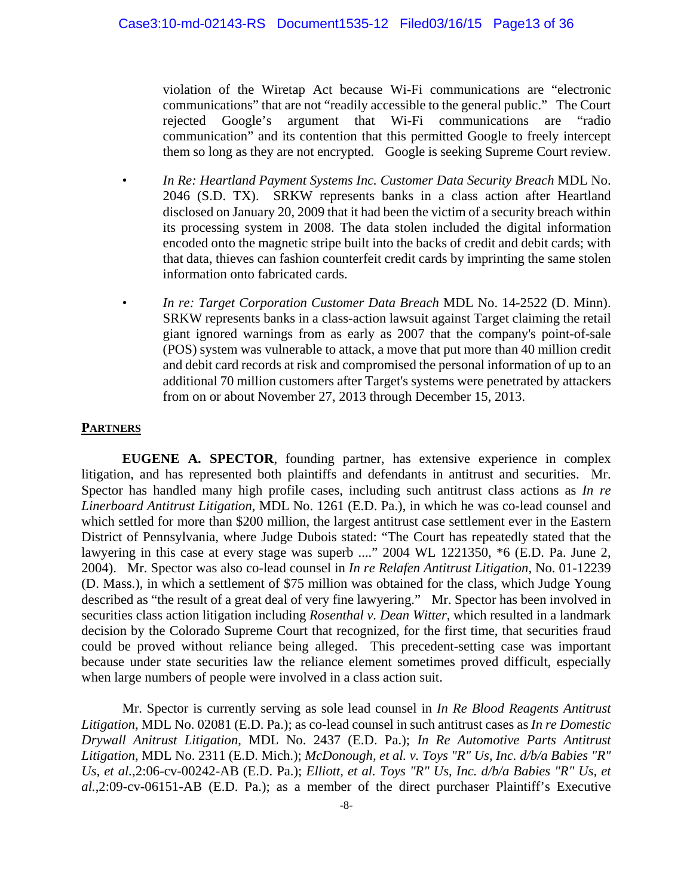violation of the Wiretap Act because Wi-Fi communications are "electronic communications" that are not "readily accessible to the general public." The Court rejected Google's argument that Wi-Fi communications are "radio communication" and its contention that this permitted Google to freely intercept them so long as they are not encrypted. Google is seeking Supreme Court review.

- *In Re: Heartland Payment Systems Inc. Customer Data Security Breach* MDL No. 2046 (S.D. TX). SRKW represents banks in a class action after Heartland disclosed on January 20, 2009 that it had been the victim of a security breach within its processing system in 2008. The data stolen included the digital information encoded onto the magnetic stripe built into the backs of credit and debit cards; with that data, thieves can fashion counterfeit credit cards by imprinting the same stolen information onto fabricated cards.

- *In re: Target Corporation Customer Data Breach* MDL No. 14-2522 (D. Minn). SRKW represents banks in a class-action lawsuit against Target claiming the retail giant ignored warnings from as early as 2007 that the company's point-of-sale (POS) system was vulnerable to attack, a move that put more than 40 million credit and debit card records at risk and compromised the personal information of up to an additional 70 million customers after Target's systems were penetrated by attackers from on or about November 27, 2013 through December 15, 2013.

## PARTNERS

**EUGENE A. SPECTOR**, founding partner, has extensive experience in complex litigation, and has represented both plaintiffs and defendants in antitrust and securities. Mr. Spector has handled many high profile cases, including such antitrust class actions as *In re Linerboard Antitrust Litigation*, MDL No. 1261 (E.D. Pa.), in which he was co-lead counsel and which settled for more than $200 million, the largest antitrust case settlement ever in the Eastern District of Pennsylvania, where Judge Dubois stated: "The Court has repeatedly stated that the lawyering in this case at every stage was superb ...." 2004 WL 1221350, *6 (E.D. Pa. June 2, 2004). Mr. Spector was also co-lead counsel in *In re Relafen Antitrust Litigation*, No. 01-12239 (D. Mass.), in which a settlement of $75 million was obtained for the class, which Judge Young described as "the result of a great deal of very fine lawyering." Mr. Spector has been involved in securities class action litigation including *Rosenthal v. Dean Witter*, which resulted in a landmark decision by the Colorado Supreme Court that recognized, for the first time, that securities fraud could be proved without reliance being alleged. This precedent-setting case was important because under state securities law the reliance element sometimes proved difficult, especially when large numbers of people were involved in a class action suit.

Mr. Spector is currently serving as sole lead counsel in *In Re Blood Reagents Antitrust Litigation*, MDL No. 02081 (E.D. Pa.); as co-lead counsel in such antitrust cases as *In re Domestic Drywall Anitrust Litigation*, MDL No. 2437 (E.D. Pa.); *In Re Automotive Parts Antitrust Litigation*, MDL No. 2311 (E.D. Mich.); *McDonough, et al. v. Toys "R" Us, Inc. d/b/a Babies "R" Us, et al.*,2:06-cv-00242-AB (E.D. Pa.); *Elliott, et al. Toys "R" Us, Inc. d/b/a Babies "R" Us, et al.*,2:09-cv-06151-AB (E.D. Pa.); as a member of the direct purchaser Plaintiff's Executive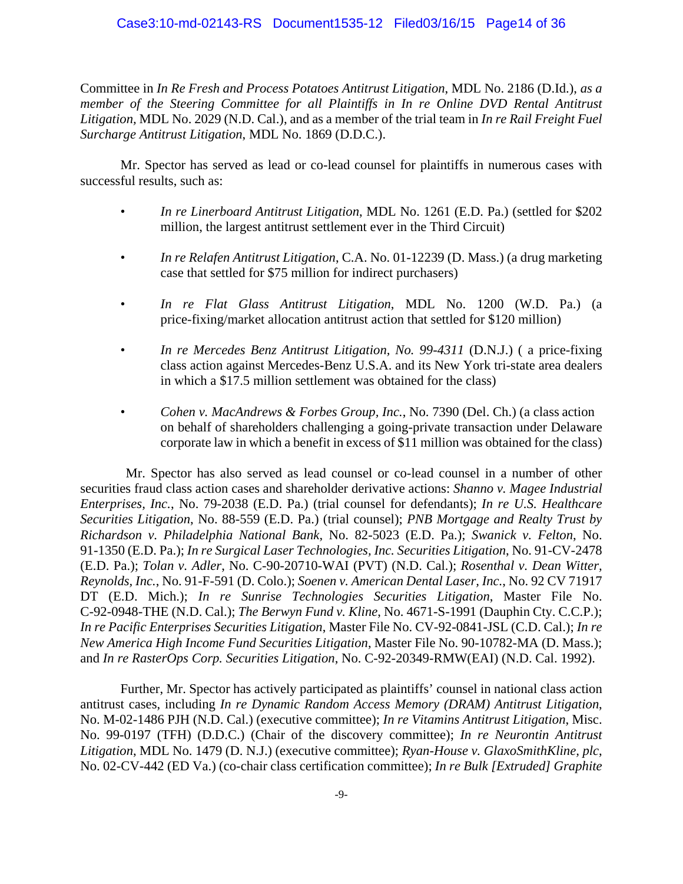Committee in *In Re Fresh and Process Potatoes Antitrust Litigation*, MDL No. 2186 (D.Id.), *as a member of the Steering Committee for all Plaintiffs in In re Online DVD Rental Antitrust Litigation*, MDL No. 2029 (N.D. Cal.), and as a member of the trial team in *In re Rail Freight Fuel Surcharge Antitrust Litigation*, MDL No. 1869 (D.D.C.).

Mr. Spector has served as lead or co-lead counsel for plaintiffs in numerous cases with successful results, such as:

- *In re Linerboard Antitrust Litigation*, MDL No. 1261 (E.D. Pa.) (settled for $202 million, the largest antitrust settlement ever in the Third Circuit)
- *In re Relafen Antitrust Litigation*, C.A. No. 01-12239 (D. Mass.) (a drug marketing case that settled for $75 million for indirect purchasers)
- *In re Flat Glass Antitrust Litigation*, MDL No. 1200 (W.D. Pa.) (a price-fixing/market allocation antitrust action that settled for $120 million)
- *In re Mercedes Benz Antitrust Litigation, No. 99-4311* (D.N.J.) ( a price-fixing class action against Mercedes-Benz U.S.A. and its New York tri-state area dealers in which a $17.5 million settlement was obtained for the class)
- *Cohen v. MacAndrews & Forbes Group, Inc.*, No. 7390 (Del. Ch.) (a class action on behalf of shareholders challenging a going-private transaction under Delaware corporate law in which a benefit in excess of $11 million was obtained for the class)

Mr. Spector has also served as lead counsel or co-lead counsel in a number of other securities fraud class action cases and shareholder derivative actions: *Shanno v. Magee Industrial Enterprises, Inc.*, No. 79-2038 (E.D. Pa.) (trial counsel for defendants); *In re U.S. Healthcare Securities Litigation*, No. 88-559 (E.D. Pa.) (trial counsel); *PNB Mortgage and Realty Trust by Richardson v. Philadelphia National Bank*, No. 82-5023 (E.D. Pa.); *Swanick v. Felton*, No. 91-1350 (E.D. Pa.); *In re Surgical Laser Technologies, Inc. Securities Litigation*, No. 91-CV-2478 (E.D. Pa.); *Tolan v. Adler*, No. C-90-20710-WAI (PVT) (N.D. Cal.); *Rosenthal v. Dean Witter, Reynolds, Inc.*, No. 91-F-591 (D. Colo.); *Soenen v. American Dental Laser, Inc.*, No. 92 CV 71917 DT (E.D. Mich.); *In re Sunrise Technologies Securities Litigation*, Master File No. C-92-0948-THE (N.D. Cal.); *The Berwyn Fund v. Kline*, No. 4671-S-1991 (Dauphin Cty. C.C.P.); *In re Pacific Enterprises Securities Litigation*, Master File No. CV-92-0841-JSL (C.D. Cal.); *In re New America High Income Fund Securities Litigation*, Master File No. 90-10782-MA (D. Mass.); and *In re RasterOps Corp. Securities Litigation*, No. C-92-20349-RMW(EAI) (N.D. Cal. 1992).

Further, Mr. Spector has actively participated as plaintiffs' counsel in national class action antitrust cases, including *In re Dynamic Random Access Memory (DRAM) Antitrust Litigation*, No. M-02-1486 PJH (N.D. Cal.) (executive committee); *In re Vitamins Antitrust Litigation*, Misc. No. 99-0197 (TFH) (D.D.C.) (Chair of the discovery committee); *In re Neurontin Antitrust Litigation*, MDL No. 1479 (D. N.J.) (executive committee); *Ryan-House v. GlaxoSmithKline, plc*, No. 02-CV-442 (ED Va.) (co-chair class certification committee); *In re Bulk [Extruded] Graphite*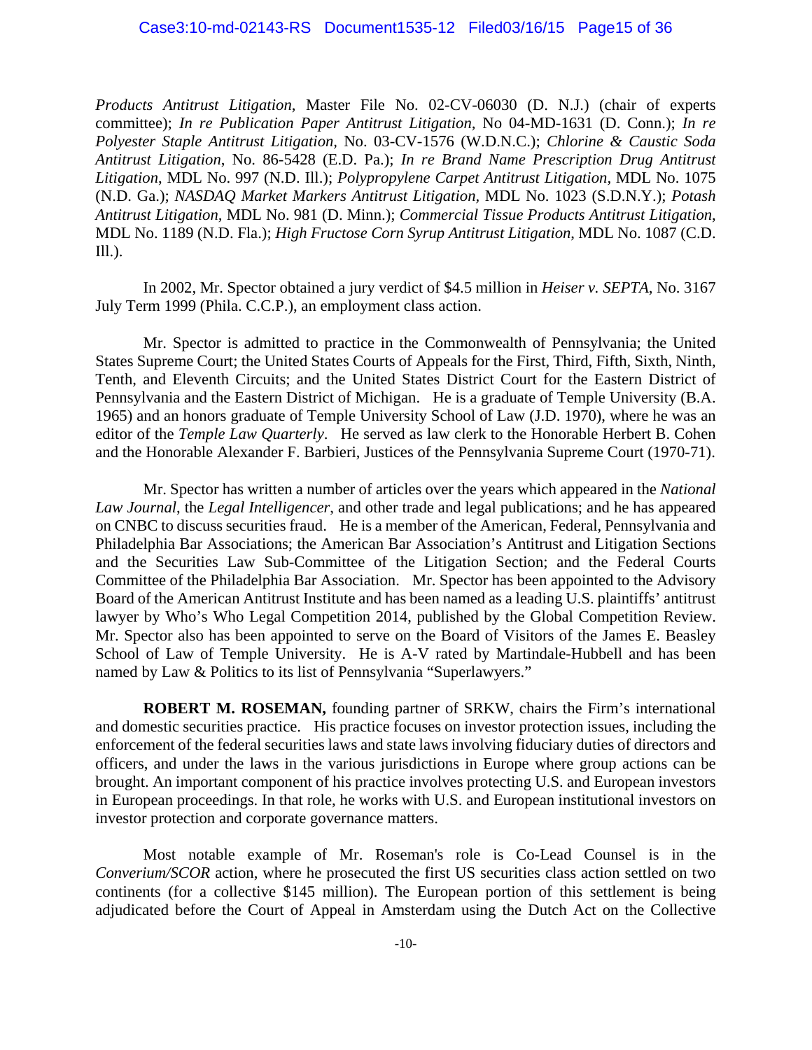*Products Antitrust Litigation*, Master File No. 02-CV-06030 (D. N.J.) (chair of experts committee); *In re Publication Paper Antitrust Litigation*, No 04-MD-1631 (D. Conn.); *In re Polyester Staple Antitrust Litigation*, No. 03-CV-1576 (W.D.N.C.); *Chlorine & Caustic Soda Antitrust Litigation*, No. 86-5428 (E.D. Pa.); *In re Brand Name Prescription Drug Antitrust Litigation*, MDL No. 997 (N.D. Ill.); *Polypropylene Carpet Antitrust Litigation*, MDL No. 1075 (N.D. Ga.); *NASDAQ Market Markers Antitrust Litigation*, MDL No. 1023 (S.D.N.Y.); *Potash Antitrust Litigation*, MDL No. 981 (D. Minn.); *Commercial Tissue Products Antitrust Litigation*, MDL No. 1189 (N.D. Fla.); *High Fructose Corn Syrup Antitrust Litigation*, MDL No. 1087 (C.D. Ill.).

In 2002, Mr. Spector obtained a jury verdict of $4.5 million in *Heiser v. SEPTA*, No. 3167 July Term 1999 (Phila. C.C.P.), an employment class action.

Mr. Spector is admitted to practice in the Commonwealth of Pennsylvania; the United States Supreme Court; the United States Courts of Appeals for the First, Third, Fifth, Sixth, Ninth, Tenth, and Eleventh Circuits; and the United States District Court for the Eastern District of Pennsylvania and the Eastern District of Michigan. He is a graduate of Temple University (B.A. 1965) and an honors graduate of Temple University School of Law (J.D. 1970), where he was an editor of the *Temple Law Quarterly*. He served as law clerk to the Honorable Herbert B. Cohen and the Honorable Alexander F. Barbieri, Justices of the Pennsylvania Supreme Court (1970-71).

Mr. Spector has written a number of articles over the years which appeared in the *National Law Journal*, the *Legal Intelligencer*, and other trade and legal publications; and he has appeared on CNBC to discuss securities fraud. He is a member of the American, Federal, Pennsylvania and Philadelphia Bar Associations; the American Bar Association's Antitrust and Litigation Sections and the Securities Law Sub-Committee of the Litigation Section; and the Federal Courts Committee of the Philadelphia Bar Association. Mr. Spector has been appointed to the Advisory Board of the American Antitrust Institute and has been named as a leading U.S. plaintiffs' antitrust lawyer by Who's Who Legal Competition 2014, published by the Global Competition Review. Mr. Spector also has been appointed to serve on the Board of Visitors of the James E. Beasley School of Law of Temple University. He is A-V rated by Martindale-Hubbell and has been named by Law & Politics to its list of Pennsylvania "Superlawyers."

**ROBERT M. ROSEMAN,** founding partner of SRKW, chairs the Firm's international and domestic securities practice. His practice focuses on investor protection issues, including the enforcement of the federal securities laws and state laws involving fiduciary duties of directors and officers, and under the laws in the various jurisdictions in Europe where group actions can be brought. An important component of his practice involves protecting U.S. and European investors in European proceedings. In that role, he works with U.S. and European institutional investors on investor protection and corporate governance matters.

Most notable example of Mr. Roseman's role is Co-Lead Counsel is in the *Converium/SCOR* action, where he prosecuted the first US securities class action settled on two continents (for a collective $145 million). The European portion of this settlement is being adjudicated before the Court of Appeal in Amsterdam using the Dutch Act on the Collective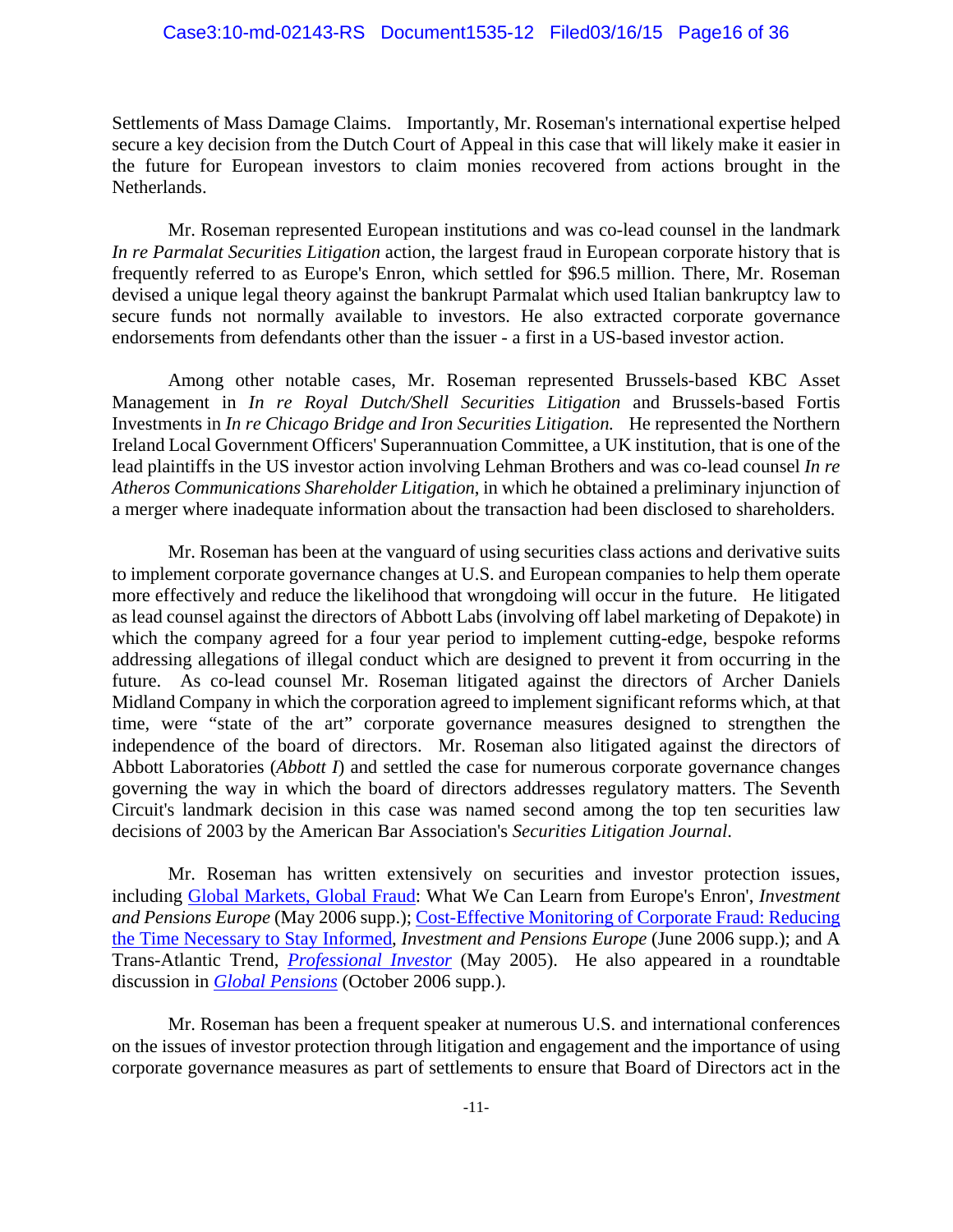Settlements of Mass Damage Claims. Importantly, Mr. Roseman's international expertise helped secure a key decision from the Dutch Court of Appeal in this case that will likely make it easier in the future for European investors to claim monies recovered from actions brought in the Netherlands.

Mr. Roseman represented European institutions and was co-lead counsel in the landmark *In re Parmalat Securities Litigation* action, the largest fraud in European corporate history that is frequently referred to as Europe's Enron, which settled for $96.5 million. There, Mr. Roseman devised a unique legal theory against the bankrupt Parmalat which used Italian bankruptcy law to secure funds not normally available to investors. He also extracted corporate governance endorsements from defendants other than the issuer - a first in a US-based investor action.

Among other notable cases, Mr. Roseman represented Brussels-based KBC Asset Management in *In re Royal Dutch/Shell Securities Litigation* and Brussels-based Fortis Investments in *In re Chicago Bridge and Iron Securities Litigation.* He represented the Northern Ireland Local Government Officers' Superannuation Committee, a UK institution, that is one of the lead plaintiffs in the US investor action involving Lehman Brothers and was co-lead counsel *In re Atheros Communications Shareholder Litigation*, in which he obtained a preliminary injunction of a merger where inadequate information about the transaction had been disclosed to shareholders.

Mr. Roseman has been at the vanguard of using securities class actions and derivative suits to implement corporate governance changes at U.S. and European companies to help them operate more effectively and reduce the likelihood that wrongdoing will occur in the future. He litigated as lead counsel against the directors of Abbott Labs (involving off label marketing of Depakote) in which the company agreed for a four year period to implement cutting-edge, bespoke reforms addressing allegations of illegal conduct which are designed to prevent it from occurring in the future. As co-lead counsel Mr. Roseman litigated against the directors of Archer Daniels Midland Company in which the corporation agreed to implement significant reforms which, at that time, were "state of the art" corporate governance measures designed to strengthen the independence of the board of directors. Mr. Roseman also litigated against the directors of Abbott Laboratories (*Abbott I*) and settled the case for numerous corporate governance changes governing the way in which the board of directors addresses regulatory matters. The Seventh Circuit's landmark decision in this case was named second among the top ten securities law decisions of 2003 by the American Bar Association's *Securities Litigation Journal*.

Mr. Roseman has written extensively on securities and investor protection issues, including Global Markets, Global Fraud: What We Can Learn from Europe's Enron', *Investment and Pensions Europe* (May 2006 supp.); Cost-Effective Monitoring of Corporate Fraud: Reducing the Time Necessary to Stay Informed, *Investment and Pensions Europe* (June 2006 supp.); and A Trans-Atlantic Trend, *Professional Investor* (May 2005). He also appeared in a roundtable discussion in *Global Pensions* (October 2006 supp.).

Mr. Roseman has been a frequent speaker at numerous U.S. and international conferences on the issues of investor protection through litigation and engagement and the importance of using corporate governance measures as part of settlements to ensure that Board of Directors act in the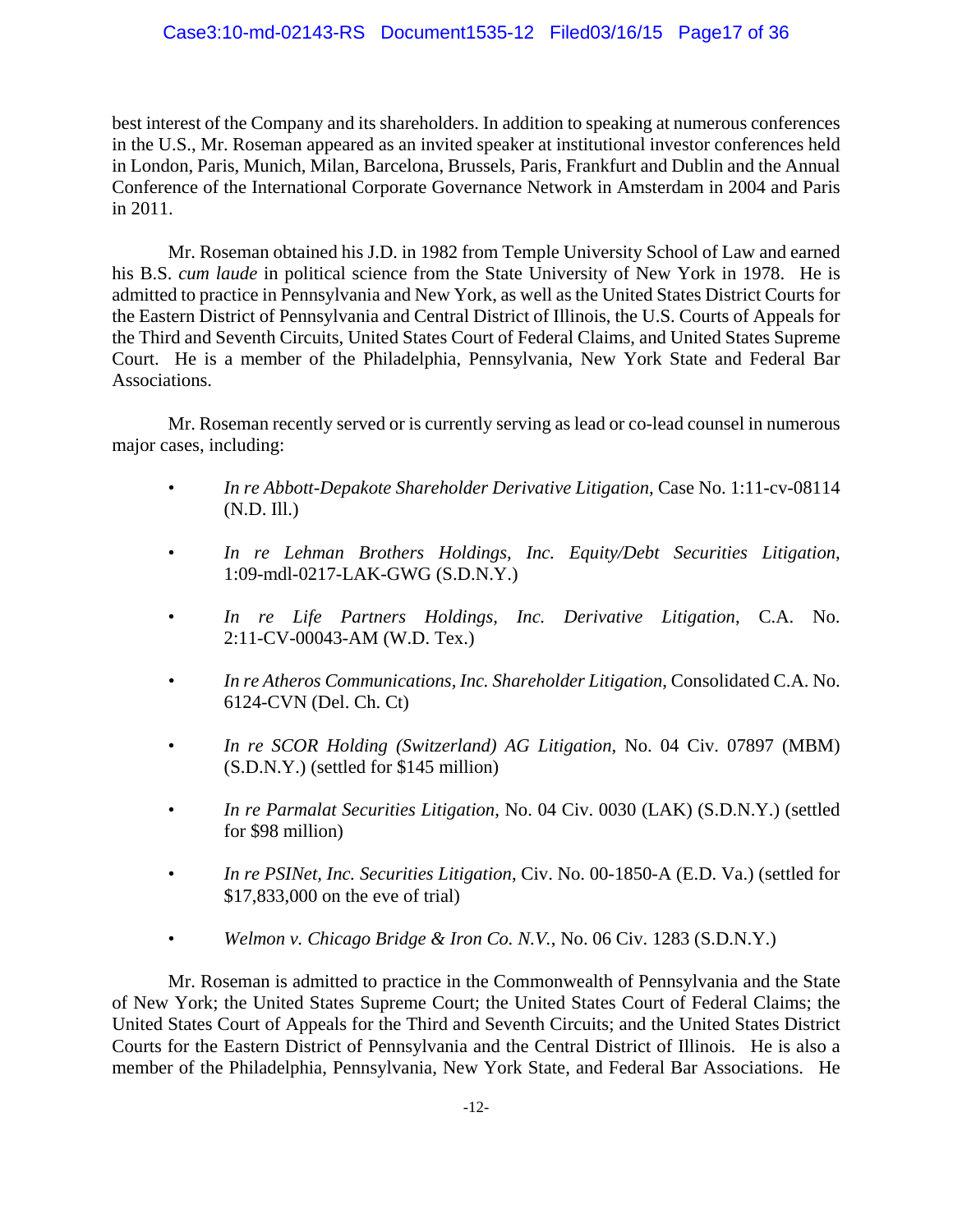best interest of the Company and its shareholders. In addition to speaking at numerous conferences in the U.S., Mr. Roseman appeared as an invited speaker at institutional investor conferences held in London, Paris, Munich, Milan, Barcelona, Brussels, Paris, Frankfurt and Dublin and the Annual Conference of the International Corporate Governance Network in Amsterdam in 2004 and Paris in 2011.

Mr. Roseman obtained his J.D. in 1982 from Temple University School of Law and earned his B.S. *cum laude* in political science from the State University of New York in 1978. He is admitted to practice in Pennsylvania and New York, as well as the United States District Courts for the Eastern District of Pennsylvania and Central District of Illinois, the U.S. Courts of Appeals for the Third and Seventh Circuits, United States Court of Federal Claims, and United States Supreme Court. He is a member of the Philadelphia, Pennsylvania, New York State and Federal Bar Associations.

Mr. Roseman recently served or is currently serving as lead or co-lead counsel in numerous major cases, including:

- *In re Abbott-Depakote Shareholder Derivative Litigation,* Case No. 1:11-cv-08114 (N.D. Ill.)
- *In re Lehman Brothers Holdings, Inc. Equity/Debt Securities Litigation*, 1:09-mdl-0217-LAK-GWG (S.D.N.Y.)
- *In re Life Partners Holdings, Inc. Derivative Litigation*, C.A. No. 2:11-CV-00043-AM (W.D. Tex.)
- *In re Atheros Communications, Inc. Shareholder Litigation*, Consolidated C.A. No. 6124-CVN (Del. Ch. Ct)
- *In re SCOR Holding (Switzerland) AG Litigation*, No. 04 Civ. 07897 (MBM) (S.D.N.Y.) (settled for $145 million)
- *In re Parmalat Securities Litigation*, No. 04 Civ. 0030 (LAK) (S.D.N.Y.) (settled for $98 million)
- *In re PSINet, Inc. Securities Litigation*, Civ. No. 00-1850-A (E.D. Va.) (settled for $17,833,000 on the eve of trial)
- *Welmon v. Chicago Bridge & Iron Co. N.V.*, No. 06 Civ. 1283 (S.D.N.Y.)

Mr. Roseman is admitted to practice in the Commonwealth of Pennsylvania and the State of New York; the United States Supreme Court; the United States Court of Federal Claims; the United States Court of Appeals for the Third and Seventh Circuits; and the United States District Courts for the Eastern District of Pennsylvania and the Central District of Illinois. He is also a member of the Philadelphia, Pennsylvania, New York State, and Federal Bar Associations. He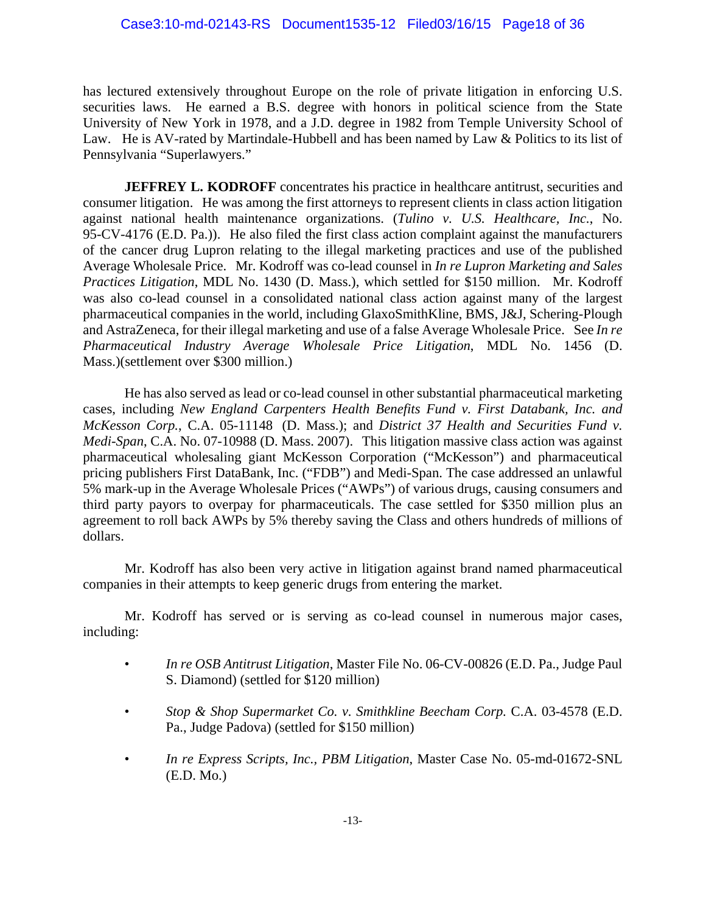has lectured extensively throughout Europe on the role of private litigation in enforcing U.S. securities laws. He earned a B.S. degree with honors in political science from the State University of New York in 1978, and a J.D. degree in 1982 from Temple University School of Law. He is AV-rated by Martindale-Hubbell and has been named by Law & Politics to its list of Pennsylvania "Superlawyers."

**JEFFREY L. KODROFF** concentrates his practice in healthcare antitrust, securities and consumer litigation. He was among the first attorneys to represent clients in class action litigation against national health maintenance organizations. (*Tulino v. U.S. Healthcare, Inc.*, No. 95-CV-4176 (E.D. Pa.)). He also filed the first class action complaint against the manufacturers of the cancer drug Lupron relating to the illegal marketing practices and use of the published Average Wholesale Price. Mr. Kodroff was co-lead counsel in *In re Lupron Marketing and Sales Practices Litigation*, MDL No. 1430 (D. Mass.), which settled for $150 million. Mr. Kodroff was also co-lead counsel in a consolidated national class action against many of the largest pharmaceutical companies in the world, including GlaxoSmithKline, BMS, J&J, Schering-Plough and AstraZeneca, for their illegal marketing and use of a false Average Wholesale Price. See *In re Pharmaceutical Industry Average Wholesale Price Litigation*, MDL No. 1456 (D. Mass.)(settlement over $300 million.)

He has also served as lead or co-lead counsel in other substantial pharmaceutical marketing cases, including *New England Carpenters Health Benefits Fund v. First Databank, Inc. and McKesson Corp.*, C.A. 05-11148 (D. Mass.); and *District 37 Health and Securities Fund v. Medi-Span*, C.A. No. 07-10988 (D. Mass. 2007). This litigation massive class action was against pharmaceutical wholesaling giant McKesson Corporation ("McKesson") and pharmaceutical pricing publishers First DataBank, Inc. ("FDB") and Medi-Span. The case addressed an unlawful 5% mark-up in the Average Wholesale Prices ("AWPs") of various drugs, causing consumers and third party payors to overpay for pharmaceuticals. The case settled for $350 million plus an agreement to roll back AWPs by 5% thereby saving the Class and others hundreds of millions of dollars.

Mr. Kodroff has also been very active in litigation against brand named pharmaceutical companies in their attempts to keep generic drugs from entering the market.

Mr. Kodroff has served or is serving as co-lead counsel in numerous major cases, including:

- *In re OSB Antitrust Litigation*, Master File No. 06-CV-00826 (E.D. Pa., Judge Paul S. Diamond) (settled for $120 million)
- *Stop & Shop Supermarket Co. v. Smithkline Beecham Corp.* C.A. 03-4578 (E.D. Pa., Judge Padova) (settled for $150 million)
- *In re Express Scripts, Inc., PBM Litigation*, Master Case No. 05-md-01672-SNL (E.D. Mo.)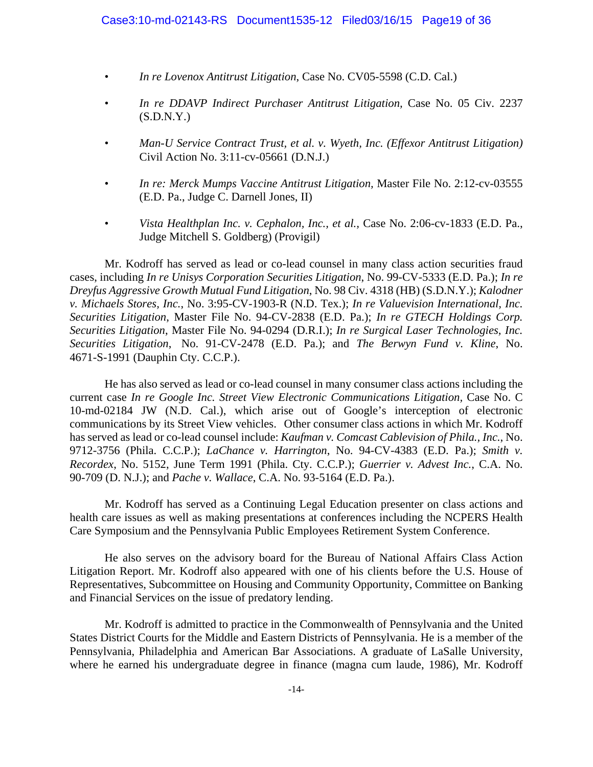- *In re Lovenox Antitrust Litigation*, Case No. CV05-5598 (C.D. Cal.)
- *In re DDAVP Indirect Purchaser Antitrust Litigation*, Case No. 05 Civ. 2237 (S.D.N.Y.)
- *Man-U Service Contract Trust, et al. v. Wyeth, Inc. (Effexor Antitrust Litigation)* Civil Action No. 3:11-cv-05661 (D.N.J.)
- *In re: Merck Mumps Vaccine Antitrust Litigation*, Master File No. 2:12-cv-03555 (E.D. Pa., Judge C. Darnell Jones, II)
- *Vista Healthplan Inc. v. Cephalon, Inc., et al.,* Case No. 2:06-cv-1833 (E.D. Pa., Judge Mitchell S. Goldberg) (Provigil)

Mr. Kodroff has served as lead or co-lead counsel in many class action securities fraud cases, including *In re Unisys Corporation Securities Litigation*, No. 99-CV-5333 (E.D. Pa.); *In re Dreyfus Aggressive Growth Mutual Fund Litigation*, No. 98 Civ. 4318 (HB) (S.D.N.Y.); *Kalodner v. Michaels Stores, Inc.*, No. 3:95-CV-1903-R (N.D. Tex.); *In re Valuevision International, Inc. Securities Litigation*, Master File No. 94-CV-2838 (E.D. Pa.); *In re GTECH Holdings Corp. Securities Litigation*, Master File No. 94-0294 (D.R.I.); *In re Surgical Laser Technologies, Inc. Securities Litigation*, No. 91-CV-2478 (E.D. Pa.); and *The Berwyn Fund v. Kline*, No. 4671-S-1991 (Dauphin Cty. C.C.P.).

He has also served as lead or co-lead counsel in many consumer class actions including the current case *In re Google Inc. Street View Electronic Communications Litigation,* Case No. C 10-md-02184 JW (N.D. Cal.), which arise out of Google's interception of electronic communications by its Street View vehicles. Other consumer class actions in which Mr. Kodroff has served as lead or co-lead counsel include: *Kaufman v. Comcast Cablevision of Phila., Inc.*, No. 9712-3756 (Phila. C.C.P.); *LaChance v. Harrington*, No. 94-CV-4383 (E.D. Pa.); *Smith v. Recordex,* No. 5152, June Term 1991 (Phila. Cty. C.C.P.); *Guerrier v. Advest Inc.*, C.A. No. 90-709 (D. N.J.); and *Pache v. Wallace*, C.A. No. 93-5164 (E.D. Pa.).

Mr. Kodroff has served as a Continuing Legal Education presenter on class actions and health care issues as well as making presentations at conferences including the NCPERS Health Care Symposium and the Pennsylvania Public Employees Retirement System Conference.

He also serves on the advisory board for the Bureau of National Affairs Class Action Litigation Report. Mr. Kodroff also appeared with one of his clients before the U.S. House of Representatives, Subcommittee on Housing and Community Opportunity, Committee on Banking and Financial Services on the issue of predatory lending.

Mr. Kodroff is admitted to practice in the Commonwealth of Pennsylvania and the United States District Courts for the Middle and Eastern Districts of Pennsylvania. He is a member of the Pennsylvania, Philadelphia and American Bar Associations. A graduate of LaSalle University, where he earned his undergraduate degree in finance (magna cum laude, 1986), Mr. Kodroff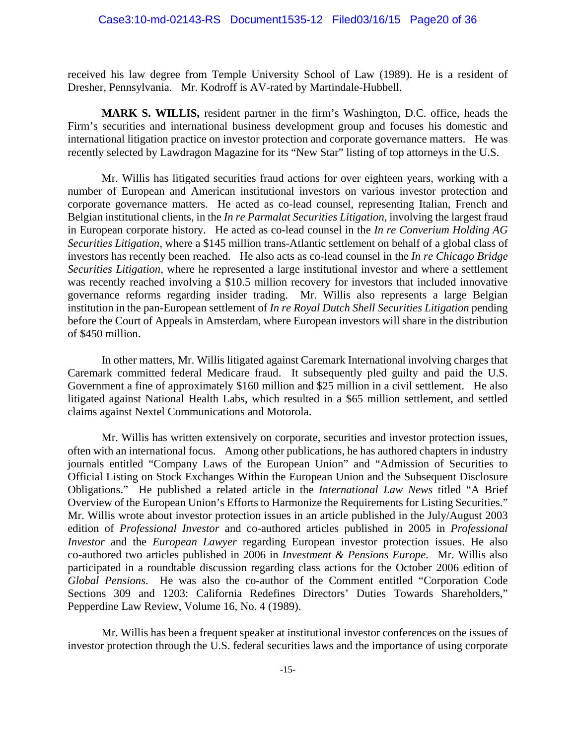received his law degree from Temple University School of Law (1989). He is a resident of Dresher, Pennsylvania. Mr. Kodroff is AV-rated by Martindale-Hubbell.

**MARK S. WILLIS,** resident partner in the firm's Washington, D.C. office, heads the Firm's securities and international business development group and focuses his domestic and international litigation practice on investor protection and corporate governance matters. He was recently selected by Lawdragon Magazine for its "New Star" listing of top attorneys in the U.S.

Mr. Willis has litigated securities fraud actions for over eighteen years, working with a number of European and American institutional investors on various investor protection and corporate governance matters. He acted as co-lead counsel, representing Italian, French and Belgian institutional clients, in the *In re Parmalat Securities Litigation*, involving the largest fraud in European corporate history. He acted as co-lead counsel in the *In re Converium Holding AG Securities Litigation*, where a $145 million trans-Atlantic settlement on behalf of a global class of investors has recently been reached. He also acts as co-lead counsel in the *In re Chicago Bridge Securities Litigation*, where he represented a large institutional investor and where a settlement was recently reached involving a $10.5 million recovery for investors that included innovative governance reforms regarding insider trading. Mr. Willis also represents a large Belgian institution in the pan-European settlement of *In re Royal Dutch Shell Securities Litigation* pending before the Court of Appeals in Amsterdam, where European investors will share in the distribution of $450 million.

In other matters, Mr. Willis litigated against Caremark International involving charges that Caremark committed federal Medicare fraud. It subsequently pled guilty and paid the U.S. Government a fine of approximately $160 million and $25 million in a civil settlement. He also litigated against National Health Labs, which resulted in a $65 million settlement, and settled claims against Nextel Communications and Motorola.

Mr. Willis has written extensively on corporate, securities and investor protection issues, often with an international focus. Among other publications, he has authored chapters in industry journals entitled "Company Laws of the European Union" and "Admission of Securities to Official Listing on Stock Exchanges Within the European Union and the Subsequent Disclosure Obligations." He published a related article in the *International Law News* titled "A Brief Overview of the European Union's Efforts to Harmonize the Requirements for Listing Securities." Mr. Willis wrote about investor protection issues in an article published in the July/August 2003 edition of *Professional Investor* and co-authored articles published in 2005 in *Professional Investor* and the *European Lawyer* regarding European investor protection issues. He also co-authored two articles published in 2006 in *Investment & Pensions Europe*. Mr. Willis also participated in a roundtable discussion regarding class actions for the October 2006 edition of *Global Pensions*. He was also the co-author of the Comment entitled "Corporation Code Sections 309 and 1203: California Redefines Directors' Duties Towards Shareholders," Pepperdine Law Review, Volume 16, No. 4 (1989).

Mr. Willis has been a frequent speaker at institutional investor conferences on the issues of investor protection through the U.S. federal securities laws and the importance of using corporate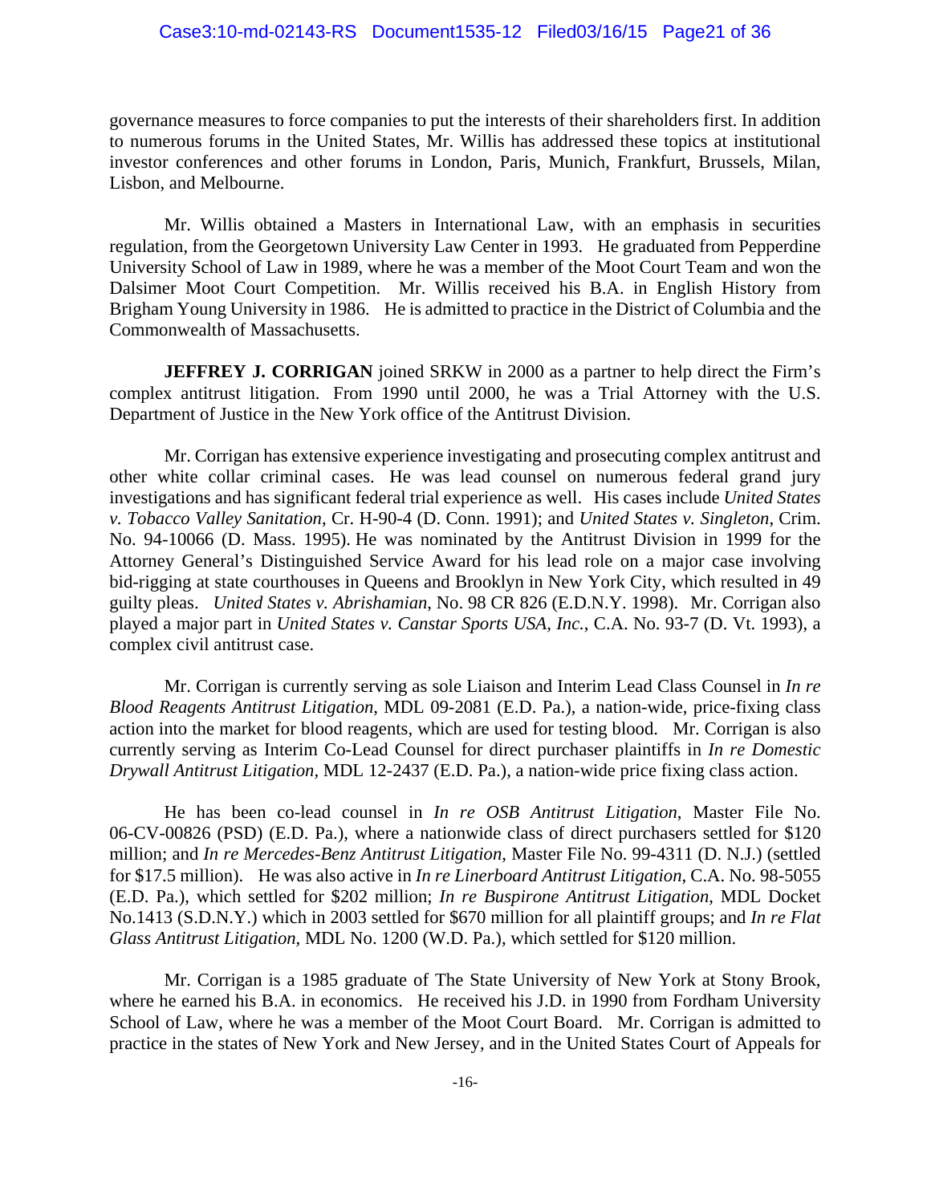governance measures to force companies to put the interests of their shareholders first. In addition to numerous forums in the United States, Mr. Willis has addressed these topics at institutional investor conferences and other forums in London, Paris, Munich, Frankfurt, Brussels, Milan, Lisbon, and Melbourne.

Mr. Willis obtained a Masters in International Law, with an emphasis in securities regulation, from the Georgetown University Law Center in 1993. He graduated from Pepperdine University School of Law in 1989, where he was a member of the Moot Court Team and won the Dalsimer Moot Court Competition. Mr. Willis received his B.A. in English History from Brigham Young University in 1986. He is admitted to practice in the District of Columbia and the Commonwealth of Massachusetts.

**JEFFREY J. CORRIGAN** joined SRKW in 2000 as a partner to help direct the Firm's complex antitrust litigation. From 1990 until 2000, he was a Trial Attorney with the U.S. Department of Justice in the New York office of the Antitrust Division.

Mr. Corrigan has extensive experience investigating and prosecuting complex antitrust and other white collar criminal cases. He was lead counsel on numerous federal grand jury investigations and has significant federal trial experience as well. His cases include *United States v. Tobacco Valley Sanitation*, Cr. H-90-4 (D. Conn. 1991); and *United States v. Singleton*, Crim. No. 94-10066 (D. Mass. 1995). He was nominated by the Antitrust Division in 1999 for the Attorney General's Distinguished Service Award for his lead role on a major case involving bid-rigging at state courthouses in Queens and Brooklyn in New York City, which resulted in 49 guilty pleas. *United States v. Abrishamian*, No. 98 CR 826 (E.D.N.Y. 1998). Mr. Corrigan also played a major part in *United States v. Canstar Sports USA, Inc.*, C.A. No. 93-7 (D. Vt. 1993), a complex civil antitrust case.

Mr. Corrigan is currently serving as sole Liaison and Interim Lead Class Counsel in *In re Blood Reagents Antitrust Litigation*, MDL 09-2081 (E.D. Pa.), a nation-wide, price-fixing class action into the market for blood reagents, which are used for testing blood. Mr. Corrigan is also currently serving as Interim Co-Lead Counsel for direct purchaser plaintiffs in *In re Domestic Drywall Antitrust Litigation*, MDL 12-2437 (E.D. Pa.), a nation-wide price fixing class action.

He has been co-lead counsel in *In re OSB Antitrust Litigation*, Master File No. 06-CV-00826 (PSD) (E.D. Pa.), where a nationwide class of direct purchasers settled for $120 million; and *In re Mercedes-Benz Antitrust Litigation*, Master File No. 99-4311 (D. N.J.) (settled for $17.5 million). He was also active in *In re Linerboard Antitrust Litigation*, C.A. No. 98-5055 (E.D. Pa.), which settled for $202 million; *In re Buspirone Antitrust Litigation*, MDL Docket No.1413 (S.D.N.Y.) which in 2003 settled for $670 million for all plaintiff groups; and *In re Flat Glass Antitrust Litigation*, MDL No. 1200 (W.D. Pa.), which settled for $120 million.

Mr. Corrigan is a 1985 graduate of The State University of New York at Stony Brook, where he earned his B.A. in economics. He received his J.D. in 1990 from Fordham University School of Law, where he was a member of the Moot Court Board. Mr. Corrigan is admitted to practice in the states of New York and New Jersey, and in the United States Court of Appeals for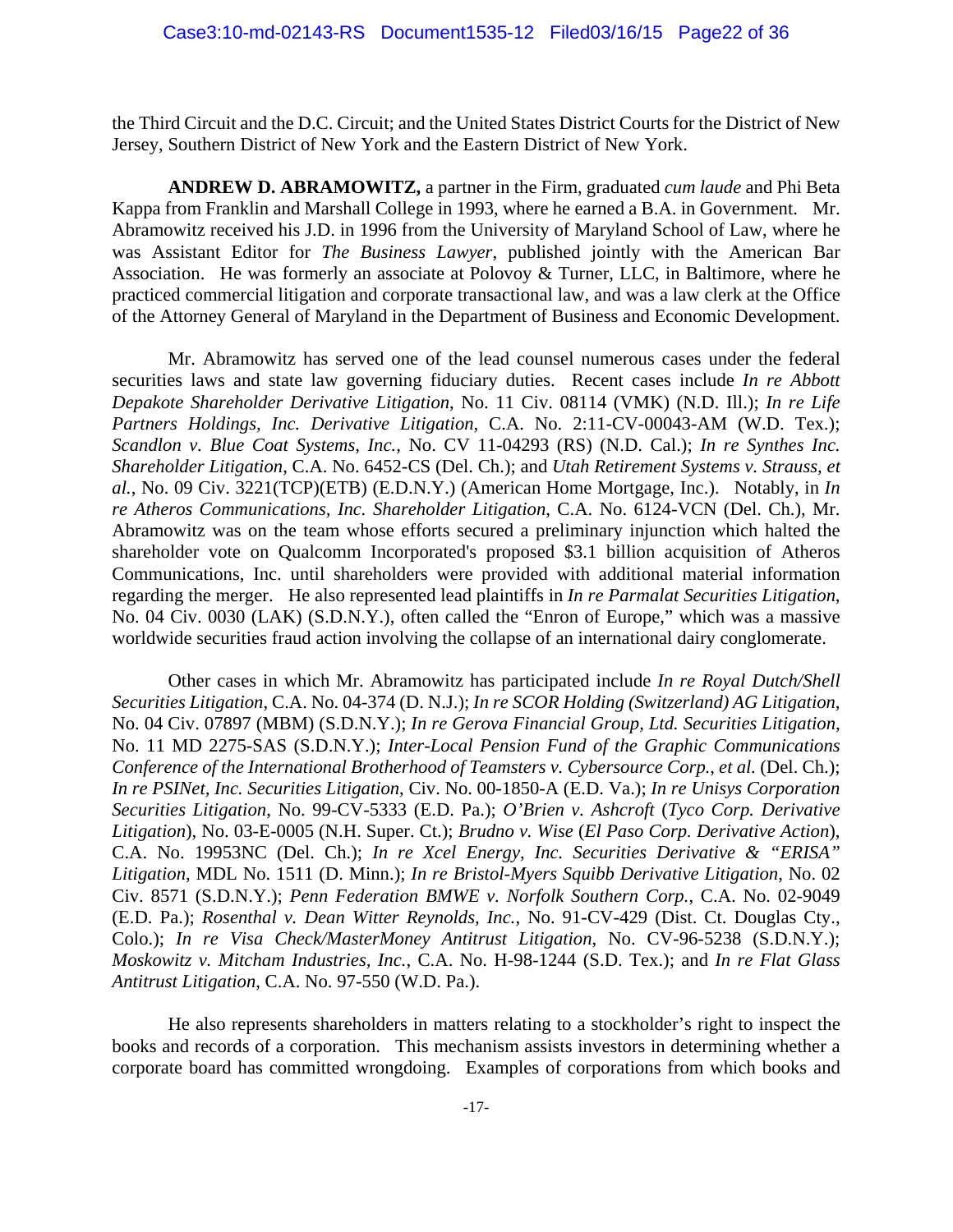the Third Circuit and the D.C. Circuit; and the United States District Courts for the District of New Jersey, Southern District of New York and the Eastern District of New York.

**ANDREW D. ABRAMOWITZ,** a partner in the Firm, graduated *cum laude* and Phi Beta Kappa from Franklin and Marshall College in 1993, where he earned a B.A. in Government. Mr. Abramowitz received his J.D. in 1996 from the University of Maryland School of Law, where he was Assistant Editor for *The Business Lawyer*, published jointly with the American Bar Association. He was formerly an associate at Polovoy & Turner, LLC, in Baltimore, where he practiced commercial litigation and corporate transactional law, and was a law clerk at the Office of the Attorney General of Maryland in the Department of Business and Economic Development.

Mr. Abramowitz has served one of the lead counsel numerous cases under the federal securities laws and state law governing fiduciary duties. Recent cases include *In re Abbott Depakote Shareholder Derivative Litigation*, No. 11 Civ. 08114 (VMK) (N.D. Ill.); *In re Life Partners Holdings, Inc. Derivative Litigation*, C.A. No. 2:11-CV-00043-AM (W.D. Tex.); *Scandlon v. Blue Coat Systems, Inc.*, No. CV 11-04293 (RS) (N.D. Cal.); *In re Synthes Inc. Shareholder Litigation*, C.A. No. 6452-CS (Del. Ch.); and *Utah Retirement Systems v. Strauss, et al.*, No. 09 Civ. 3221(TCP)(ETB) (E.D.N.Y.) (American Home Mortgage, Inc.). Notably, in *In re Atheros Communications, Inc. Shareholder Litigation*, C.A. No. 6124-VCN (Del. Ch.), Mr. Abramowitz was on the team whose efforts secured a preliminary injunction which halted the shareholder vote on Qualcomm Incorporated's proposed $3.1 billion acquisition of Atheros Communications, Inc. until shareholders were provided with additional material information regarding the merger. He also represented lead plaintiffs in *In re Parmalat Securities Litigation*, No. 04 Civ. 0030 (LAK) (S.D.N.Y.), often called the "Enron of Europe," which was a massive worldwide securities fraud action involving the collapse of an international dairy conglomerate.

Other cases in which Mr. Abramowitz has participated include *In re Royal Dutch/Shell Securities Litigation*, C.A. No. 04-374 (D. N.J.); *In re SCOR Holding (Switzerland) AG Litigation*, No. 04 Civ. 07897 (MBM) (S.D.N.Y.); *In re Gerova Financial Group, Ltd. Securities Litigation*, No. 11 MD 2275-SAS (S.D.N.Y.); *Inter-Local Pension Fund of the Graphic Communications Conference of the International Brotherhood of Teamsters v. Cybersource Corp., et al.* (Del. Ch.); *In re PSINet, Inc. Securities Litigation*, Civ. No. 00-1850-A (E.D. Va.); *In re Unisys Corporation Securities Litigation*, No. 99-CV-5333 (E.D. Pa.); *O'Brien v. Ashcroft* (*Tyco Corp. Derivative Litigation*), No. 03-E-0005 (N.H. Super. Ct.); *Brudno v. Wise* (*El Paso Corp. Derivative Action*), C.A. No. 19953NC (Del. Ch.); *In re Xcel Energy, Inc. Securities Derivative & "ERISA" Litigation*, MDL No. 1511 (D. Minn.); *In re Bristol-Myers Squibb Derivative Litigation*, No. 02 Civ. 8571 (S.D.N.Y.); *Penn Federation BMWE v. Norfolk Southern Corp.*, C.A. No. 02-9049 (E.D. Pa.); *Rosenthal v. Dean Witter Reynolds, Inc.*, No. 91-CV-429 (Dist. Ct. Douglas Cty., Colo.); *In re Visa Check/MasterMoney Antitrust Litigation*, No. CV-96-5238 (S.D.N.Y.); *Moskowitz v. Mitcham Industries, Inc.*, C.A. No. H-98-1244 (S.D. Tex.); and *In re Flat Glass Antitrust Litigation*, C.A. No. 97-550 (W.D. Pa.).

He also represents shareholders in matters relating to a stockholder's right to inspect the books and records of a corporation. This mechanism assists investors in determining whether a corporate board has committed wrongdoing. Examples of corporations from which books and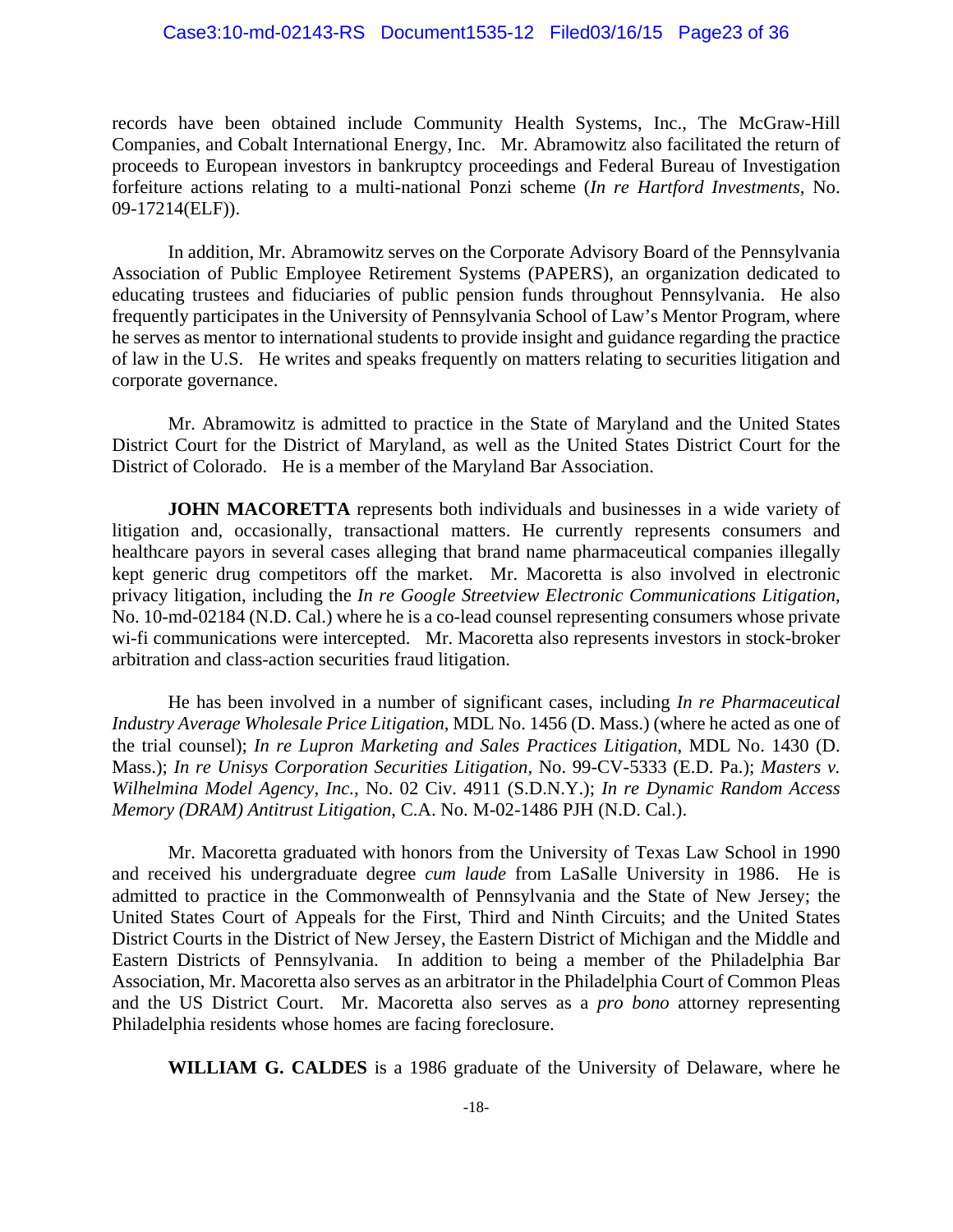records have been obtained include Community Health Systems, Inc., The McGraw-Hill Companies, and Cobalt International Energy, Inc. Mr. Abramowitz also facilitated the return of proceeds to European investors in bankruptcy proceedings and Federal Bureau of Investigation forfeiture actions relating to a multi-national Ponzi scheme (*In re Hartford Investments*, No. 09-17214(ELF)).

In addition, Mr. Abramowitz serves on the Corporate Advisory Board of the Pennsylvania Association of Public Employee Retirement Systems (PAPERS), an organization dedicated to educating trustees and fiduciaries of public pension funds throughout Pennsylvania. He also frequently participates in the University of Pennsylvania School of Law's Mentor Program, where he serves as mentor to international students to provide insight and guidance regarding the practice of law in the U.S. He writes and speaks frequently on matters relating to securities litigation and corporate governance.

Mr. Abramowitz is admitted to practice in the State of Maryland and the United States District Court for the District of Maryland, as well as the United States District Court for the District of Colorado. He is a member of the Maryland Bar Association.

**JOHN MACORETTA** represents both individuals and businesses in a wide variety of litigation and, occasionally, transactional matters. He currently represents consumers and healthcare payors in several cases alleging that brand name pharmaceutical companies illegally kept generic drug competitors off the market. Mr. Macoretta is also involved in electronic privacy litigation, including the *In re Google Streetview Electronic Communications Litigation*, No. 10-md-02184 (N.D. Cal.) where he is a co-lead counsel representing consumers whose private wi-fi communications were intercepted. Mr. Macoretta also represents investors in stock-broker arbitration and class-action securities fraud litigation.

He has been involved in a number of significant cases, including *In re Pharmaceutical Industry Average Wholesale Price Litigation*, MDL No. 1456 (D. Mass.) (where he acted as one of the trial counsel); *In re Lupron Marketing and Sales Practices Litigation*, MDL No. 1430 (D. Mass.); *In re Unisys Corporation Securities Litigation*, No. 99-CV-5333 (E.D. Pa.); *Masters v. Wilhelmina Model Agency, Inc.*, No. 02 Civ. 4911 (S.D.N.Y.); *In re Dynamic Random Access Memory (DRAM) Antitrust Litigation*, C.A. No. M-02-1486 PJH (N.D. Cal.).

Mr. Macoretta graduated with honors from the University of Texas Law School in 1990 and received his undergraduate degree *cum laude* from LaSalle University in 1986. He is admitted to practice in the Commonwealth of Pennsylvania and the State of New Jersey; the United States Court of Appeals for the First, Third and Ninth Circuits; and the United States District Courts in the District of New Jersey, the Eastern District of Michigan and the Middle and Eastern Districts of Pennsylvania. In addition to being a member of the Philadelphia Bar Association, Mr. Macoretta also serves as an arbitrator in the Philadelphia Court of Common Pleas and the US District Court. Mr. Macoretta also serves as a *pro bono* attorney representing Philadelphia residents whose homes are facing foreclosure.

**WILLIAM G. CALDES** is a 1986 graduate of the University of Delaware, where he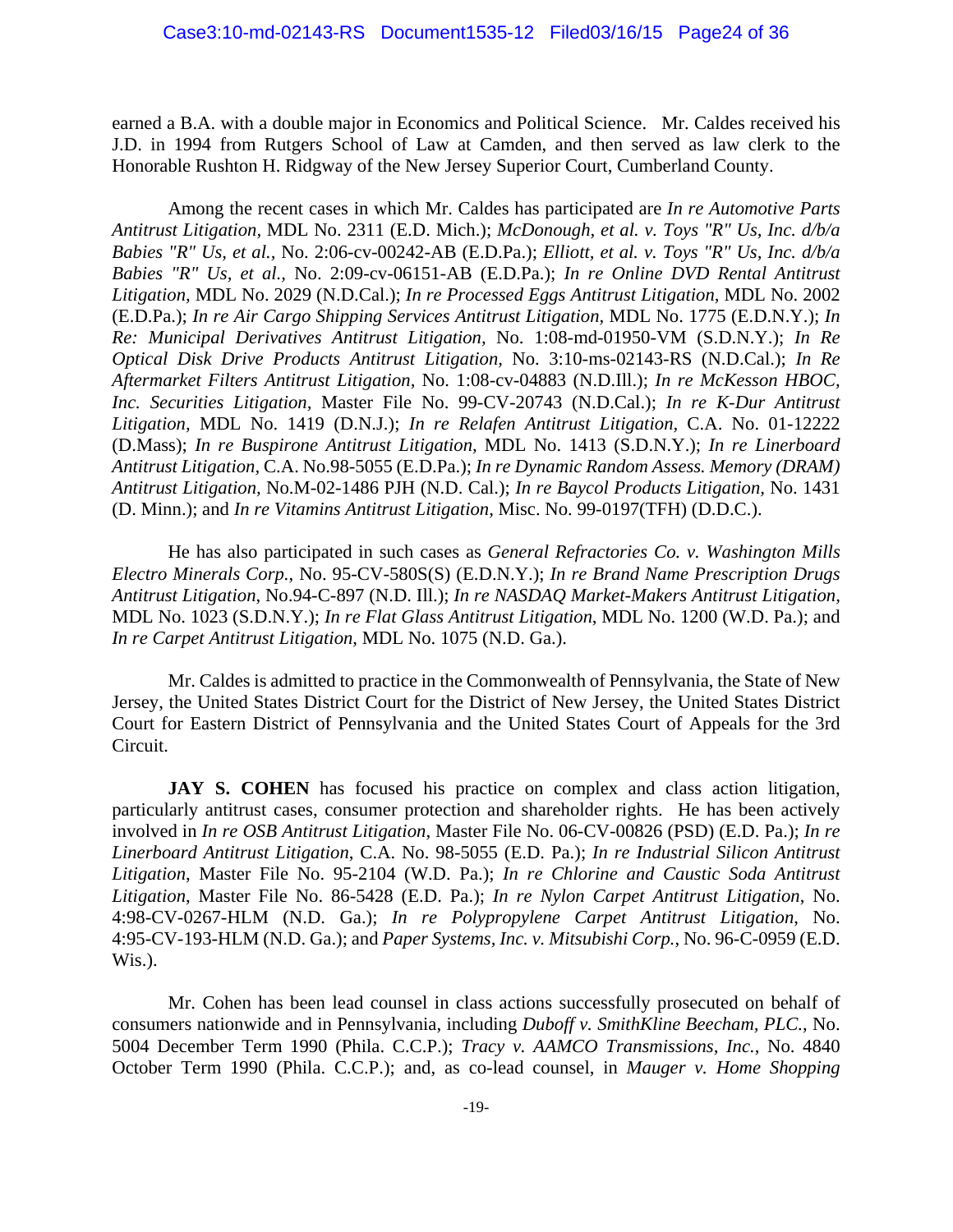earned a B.A. with a double major in Economics and Political Science. Mr. Caldes received his J.D. in 1994 from Rutgers School of Law at Camden, and then served as law clerk to the Honorable Rushton H. Ridgway of the New Jersey Superior Court, Cumberland County.

Among the recent cases in which Mr. Caldes has participated are *In re Automotive Parts Antitrust Litigation*, MDL No. 2311 (E.D. Mich.); *McDonough, et al. v. Toys "R" Us, Inc. d/b/a Babies "R" Us, et al.*, No. 2:06-cv-00242-AB (E.D.Pa.); *Elliott, et al. v. Toys "R" Us, Inc. d/b/a Babies "R" Us, et al.*, No. 2:09-cv-06151-AB (E.D.Pa.); *In re Online DVD Rental Antitrust Litigation*, MDL No. 2029 (N.D.Cal.); *In re Processed Eggs Antitrust Litigation*, MDL No. 2002 (E.D.Pa.); *In re Air Cargo Shipping Services Antitrust Litigation*, MDL No. 1775 (E.D.N.Y.); *In Re: Municipal Derivatives Antitrust Litigation*, No. 1:08-md-01950-VM (S.D.N.Y.); *In Re Optical Disk Drive Products Antitrust Litigation*, No. 3:10-ms-02143-RS (N.D.Cal.); *In Re Aftermarket Filters Antitrust Litigation*, No. 1:08-cv-04883 (N.D.Ill.); *In re McKesson HBOC, Inc. Securities Litigation*, Master File No. 99-CV-20743 (N.D.Cal.); *In re K-Dur Antitrust Litigation*, MDL No. 1419 (D.N.J.); *In re Relafen Antitrust Litigation*, C.A. No. 01-12222 (D.Mass); *In re Buspirone Antitrust Litigation*, MDL No. 1413 (S.D.N.Y.); *In re Linerboard Antitrust Litigation*, C.A. No.98-5055 (E.D.Pa.); *In re Dynamic Random Assess. Memory (DRAM) Antitrust Litigation*, No.M-02-1486 PJH (N.D. Cal.); *In re Baycol Products Litigation*, No. 1431 (D. Minn.); and *In re Vitamins Antitrust Litigation*, Misc. No. 99-0197(TFH) (D.D.C.).

He has also participated in such cases as *General Refractories Co. v. Washington Mills Electro Minerals Corp.*, No. 95-CV-580S(S) (E.D.N.Y.); *In re Brand Name Prescription Drugs Antitrust Litigation*, No.94-C-897 (N.D. Ill.); *In re NASDAQ Market-Makers Antitrust Litigation*, MDL No. 1023 (S.D.N.Y.); *In re Flat Glass Antitrust Litigation*, MDL No. 1200 (W.D. Pa.); and *In re Carpet Antitrust Litigation*, MDL No. 1075 (N.D. Ga.).

Mr. Caldes is admitted to practice in the Commonwealth of Pennsylvania, the State of New Jersey, the United States District Court for the District of New Jersey, the United States District Court for Eastern District of Pennsylvania and the United States Court of Appeals for the 3rd Circuit.

**JAY S. COHEN** has focused his practice on complex and class action litigation, particularly antitrust cases, consumer protection and shareholder rights. He has been actively involved in *In re OSB Antitrust Litigation*, Master File No. 06-CV-00826 (PSD) (E.D. Pa.); *In re Linerboard Antitrust Litigation*, C.A. No. 98-5055 (E.D. Pa.); *In re Industrial Silicon Antitrust Litigation*, Master File No. 95-2104 (W.D. Pa.); *In re Chlorine and Caustic Soda Antitrust Litigation*, Master File No. 86-5428 (E.D. Pa.); *In re Nylon Carpet Antitrust Litigation*, No. 4:98-CV-0267-HLM (N.D. Ga.); *In re Polypropylene Carpet Antitrust Litigation*, No. 4:95-CV-193-HLM (N.D. Ga.); and *Paper Systems, Inc. v. Mitsubishi Corp.*, No. 96-C-0959 (E.D. Wis.).

Mr. Cohen has been lead counsel in class actions successfully prosecuted on behalf of consumers nationwide and in Pennsylvania, including *Duboff v. SmithKline Beecham, PLC.*, No. 5004 December Term 1990 (Phila. C.C.P.); *Tracy v. AAMCO Transmissions, Inc.*, No. 4840 October Term 1990 (Phila. C.C.P.); and, as co-lead counsel, in *Mauger v. Home Shopping*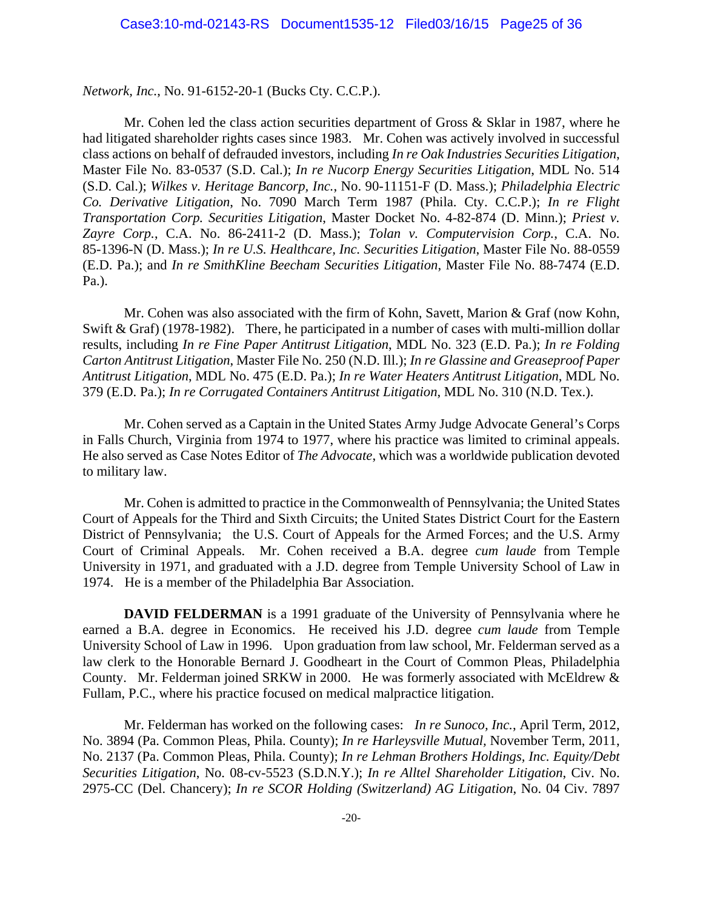*Network, Inc.*, No. 91-6152-20-1 (Bucks Cty. C.C.P.).

Mr. Cohen led the class action securities department of Gross & Sklar in 1987, where he had litigated shareholder rights cases since 1983. Mr. Cohen was actively involved in successful class actions on behalf of defrauded investors, including *In re Oak Industries Securities Litigation*, Master File No. 83-0537 (S.D. Cal.); *In re Nucorp Energy Securities Litigation*, MDL No. 514 (S.D. Cal.); *Wilkes v. Heritage Bancorp, Inc.*, No. 90-11151-F (D. Mass.); *Philadelphia Electric Co. Derivative Litigation*, No. 7090 March Term 1987 (Phila. Cty. C.C.P.); *In re Flight Transportation Corp. Securities Litigation*, Master Docket No. 4-82-874 (D. Minn.); *Priest v. Zayre Corp.*, C.A. No. 86-2411-2 (D. Mass.); *Tolan v. Computervision Corp.*, C.A. No. 85-1396-N (D. Mass.); *In re U.S. Healthcare, Inc. Securities Litigation*, Master File No. 88-0559 (E.D. Pa.); and *In re SmithKline Beecham Securities Litigation*, Master File No. 88-7474 (E.D. Pa.).

Mr. Cohen was also associated with the firm of Kohn, Savett, Marion & Graf (now Kohn, Swift & Graf) (1978-1982). There, he participated in a number of cases with multi-million dollar results, including *In re Fine Paper Antitrust Litigation*, MDL No. 323 (E.D. Pa.); *In re Folding Carton Antitrust Litigation*, Master File No. 250 (N.D. Ill.); *In re Glassine and Greaseproof Paper Antitrust Litigation*, MDL No. 475 (E.D. Pa.); *In re Water Heaters Antitrust Litigation*, MDL No. 379 (E.D. Pa.); *In re Corrugated Containers Antitrust Litigation*, MDL No. 310 (N.D. Tex.).

Mr. Cohen served as a Captain in the United States Army Judge Advocate General's Corps in Falls Church, Virginia from 1974 to 1977, where his practice was limited to criminal appeals. He also served as Case Notes Editor of *The Advocate*, which was a worldwide publication devoted to military law.

Mr. Cohen is admitted to practice in the Commonwealth of Pennsylvania; the United States Court of Appeals for the Third and Sixth Circuits; the United States District Court for the Eastern District of Pennsylvania; the U.S. Court of Appeals for the Armed Forces; and the U.S. Army Court of Criminal Appeals. Mr. Cohen received a B.A. degree *cum laude* from Temple University in 1971, and graduated with a J.D. degree from Temple University School of Law in 1974. He is a member of the Philadelphia Bar Association.

**DAVID FELDERMAN** is a 1991 graduate of the University of Pennsylvania where he earned a B.A. degree in Economics. He received his J.D. degree *cum laude* from Temple University School of Law in 1996. Upon graduation from law school, Mr. Felderman served as a law clerk to the Honorable Bernard J. Goodheart in the Court of Common Pleas, Philadelphia County. Mr. Felderman joined SRKW in 2000. He was formerly associated with McEldrew & Fullam, P.C., where his practice focused on medical malpractice litigation.

Mr. Felderman has worked on the following cases: *In re Sunoco, Inc.*, April Term, 2012, No. 3894 (Pa. Common Pleas, Phila. County); *In re Harleysville Mutual*, November Term, 2011, No. 2137 (Pa. Common Pleas, Phila. County); *In re Lehman Brothers Holdings, Inc. Equity/Debt Securities Litigation*, No. 08-cv-5523 (S.D.N.Y.); *In re Alltel Shareholder Litigation*, Civ. No. 2975-CC (Del. Chancery); *In re SCOR Holding (Switzerland) AG Litigation*, No. 04 Civ. 7897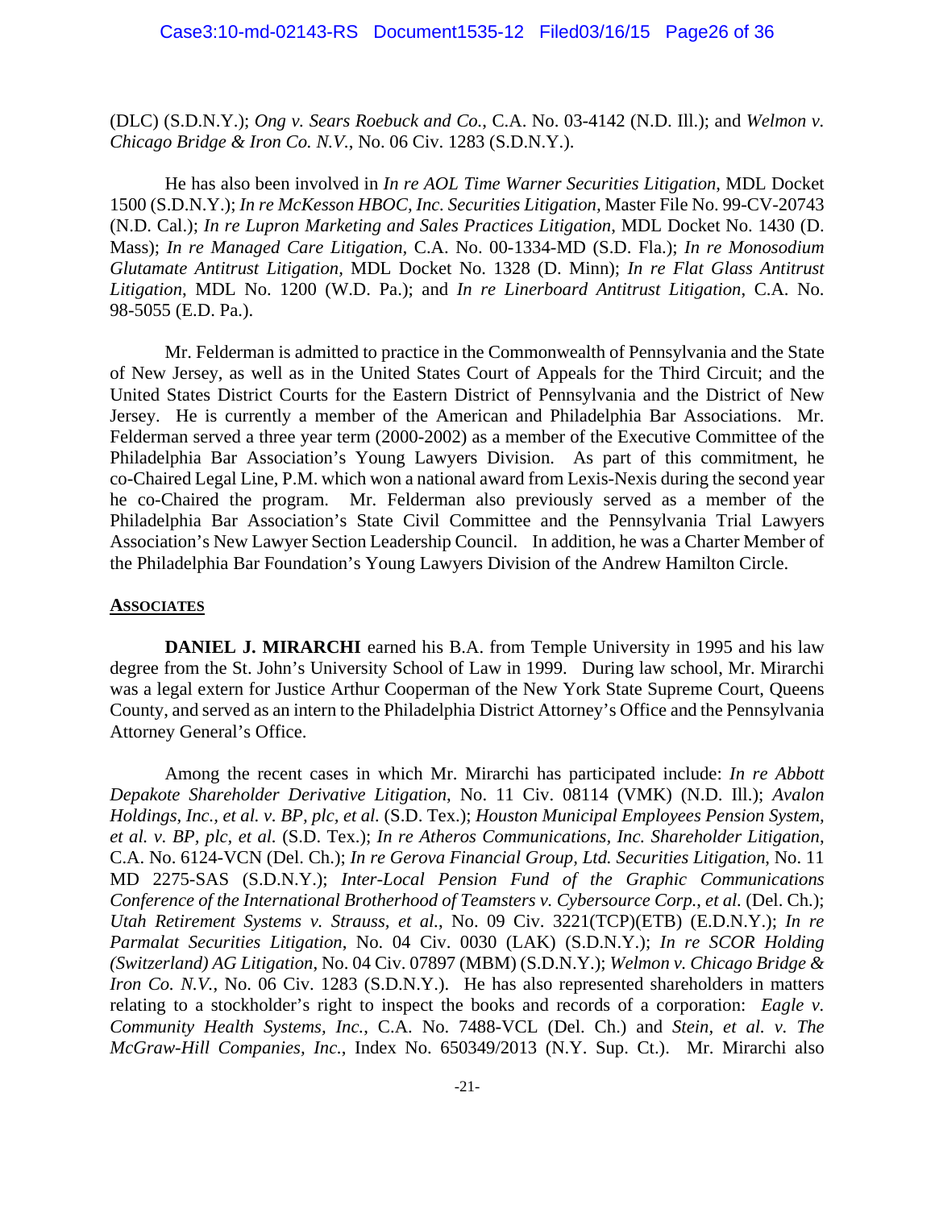(DLC) (S.D.N.Y.); *Ong v. Sears Roebuck and Co.*, C.A. No. 03-4142 (N.D. Ill.); and *Welmon v. Chicago Bridge & Iron Co. N.V.*, No. 06 Civ. 1283 (S.D.N.Y.).

He has also been involved in *In re AOL Time Warner Securities Litigation*, MDL Docket 1500 (S.D.N.Y.); *In re McKesson HBOC, Inc. Securities Litigation*, Master File No. 99-CV-20743 (N.D. Cal.); *In re Lupron Marketing and Sales Practices Litigation*, MDL Docket No. 1430 (D. Mass); *In re Managed Care Litigation*, C.A. No. 00-1334-MD (S.D. Fla.); *In re Monosodium Glutamate Antitrust Litigation*, MDL Docket No. 1328 (D. Minn); *In re Flat Glass Antitrust Litigation*, MDL No. 1200 (W.D. Pa.); and *In re Linerboard Antitrust Litigation*, C.A. No. 98-5055 (E.D. Pa.).

Mr. Felderman is admitted to practice in the Commonwealth of Pennsylvania and the State of New Jersey, as well as in the United States Court of Appeals for the Third Circuit; and the United States District Courts for the Eastern District of Pennsylvania and the District of New Jersey. He is currently a member of the American and Philadelphia Bar Associations. Mr. Felderman served a three year term (2000-2002) as a member of the Executive Committee of the Philadelphia Bar Association's Young Lawyers Division. As part of this commitment, he co-Chaired Legal Line, P.M. which won a national award from Lexis-Nexis during the second year he co-Chaired the program. Mr. Felderman also previously served as a member of the Philadelphia Bar Association's State Civil Committee and the Pennsylvania Trial Lawyers Association's New Lawyer Section Leadership Council. In addition, he was a Charter Member of the Philadelphia Bar Foundation's Young Lawyers Division of the Andrew Hamilton Circle.

## ASSOCIATES

**DANIEL J. MIRARCHI** earned his B.A. from Temple University in 1995 and his law degree from the St. John's University School of Law in 1999. During law school, Mr. Mirarchi was a legal extern for Justice Arthur Cooperman of the New York State Supreme Court, Queens County, and served as an intern to the Philadelphia District Attorney's Office and the Pennsylvania Attorney General's Office.

Among the recent cases in which Mr. Mirarchi has participated include: *In re Abbott Depakote Shareholder Derivative Litigation*, No. 11 Civ. 08114 (VMK) (N.D. Ill.); *Avalon Holdings, Inc., et al. v. BP, plc, et al.* (S.D. Tex.); *Houston Municipal Employees Pension System, et al. v. BP, plc, et al.* (S.D. Tex.); *In re Atheros Communications, Inc. Shareholder Litigation*, C.A. No. 6124-VCN (Del. Ch.); *In re Gerova Financial Group, Ltd. Securities Litigation*, No. 11 MD 2275-SAS (S.D.N.Y.); *Inter-Local Pension Fund of the Graphic Communications Conference of the International Brotherhood of Teamsters v. Cybersource Corp., et al.* (Del. Ch.); *Utah Retirement Systems v. Strauss, et al.*, No. 09 Civ. 3221(TCP)(ETB) (E.D.N.Y.); *In re Parmalat Securities Litigation*, No. 04 Civ. 0030 (LAK) (S.D.N.Y.); *In re SCOR Holding (Switzerland) AG Litigation*, No. 04 Civ. 07897 (MBM) (S.D.N.Y.); *Welmon v. Chicago Bridge & Iron Co. N.V.*, No. 06 Civ. 1283 (S.D.N.Y.). He has also represented shareholders in matters relating to a stockholder's right to inspect the books and records of a corporation: *Eagle v. Community Health Systems, Inc.*, C.A. No. 7488-VCL (Del. Ch.) and *Stein, et al. v. The McGraw-Hill Companies, Inc.*, Index No. 650349/2013 (N.Y. Sup. Ct.). Mr. Mirarchi also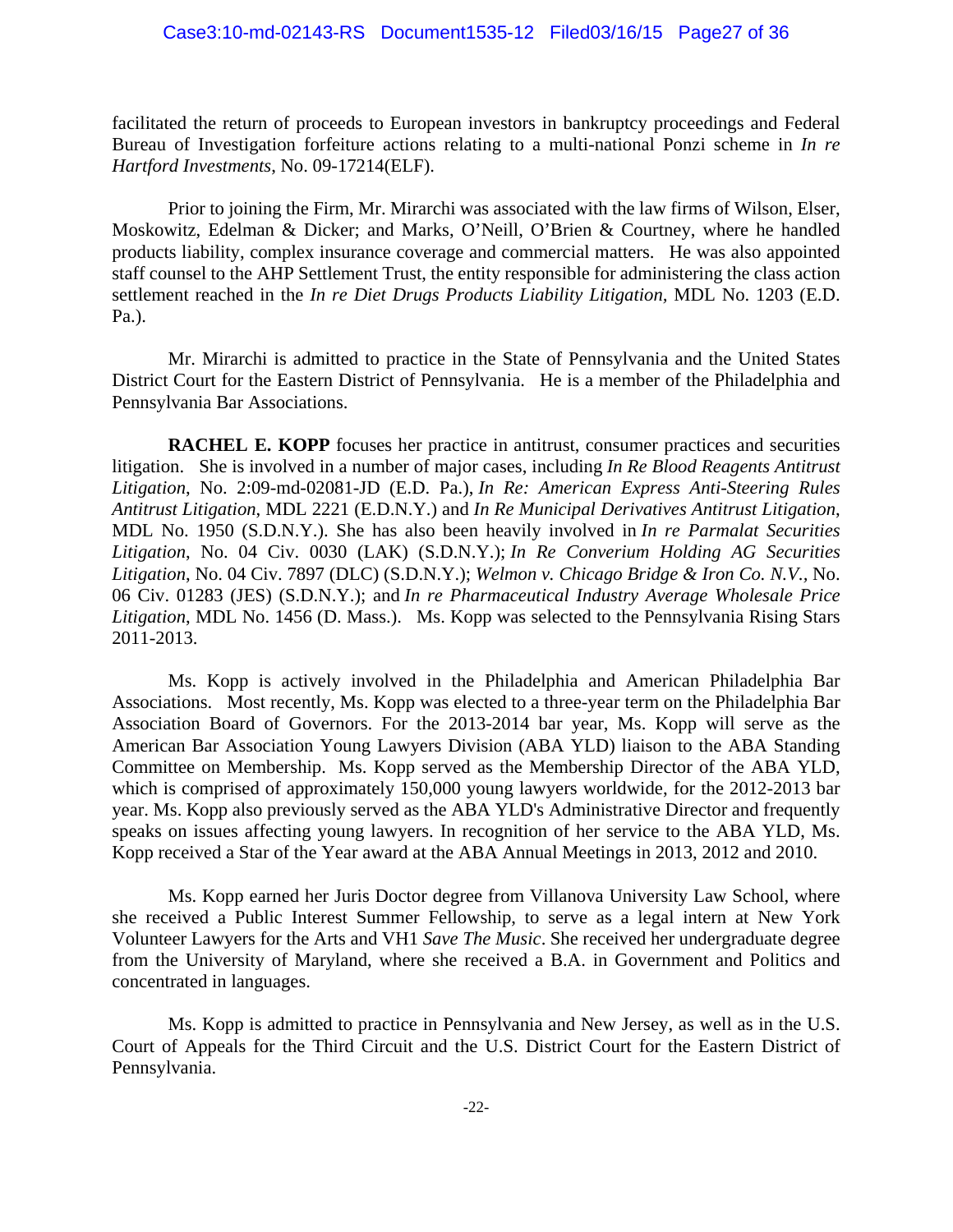facilitated the return of proceeds to European investors in bankruptcy proceedings and Federal Bureau of Investigation forfeiture actions relating to a multi-national Ponzi scheme in *In re Hartford Investments*, No. 09-17214(ELF).

Prior to joining the Firm, Mr. Mirarchi was associated with the law firms of Wilson, Elser, Moskowitz, Edelman & Dicker; and Marks, O'Neill, O'Brien & Courtney, where he handled products liability, complex insurance coverage and commercial matters. He was also appointed staff counsel to the AHP Settlement Trust, the entity responsible for administering the class action settlement reached in the *In re Diet Drugs Products Liability Litigation*, MDL No. 1203 (E.D. Pa.).

Mr. Mirarchi is admitted to practice in the State of Pennsylvania and the United States District Court for the Eastern District of Pennsylvania. He is a member of the Philadelphia and Pennsylvania Bar Associations.

**RACHEL E. KOPP** focuses her practice in antitrust, consumer practices and securities litigation. She is involved in a number of major cases, including *In Re Blood Reagents Antitrust Litigation*, No. 2:09-md-02081-JD (E.D. Pa.), *In Re: American Express Anti-Steering Rules Antitrust Litigation*, MDL 2221 (E.D.N.Y.) and *In Re Municipal Derivatives Antitrust Litigation*, MDL No. 1950 (S.D.N.Y.). She has also been heavily involved in *In re Parmalat Securities Litigation*, No. 04 Civ. 0030 (LAK) (S.D.N.Y.); *In Re Converium Holding AG Securities Litigation*, No. 04 Civ. 7897 (DLC) (S.D.N.Y.); *Welmon v. Chicago Bridge & Iron Co. N.V.*, No. 06 Civ. 01283 (JES) (S.D.N.Y.); and *In re Pharmaceutical Industry Average Wholesale Price Litigation*, MDL No. 1456 (D. Mass.). Ms. Kopp was selected to the Pennsylvania Rising Stars 2011-2013.

Ms. Kopp is actively involved in the Philadelphia and American Philadelphia Bar Associations. Most recently, Ms. Kopp was elected to a three-year term on the Philadelphia Bar Association Board of Governors. For the 2013-2014 bar year, Ms. Kopp will serve as the American Bar Association Young Lawyers Division (ABA YLD) liaison to the ABA Standing Committee on Membership. Ms. Kopp served as the Membership Director of the ABA YLD, which is comprised of approximately 150,000 young lawyers worldwide, for the 2012-2013 bar year. Ms. Kopp also previously served as the ABA YLD's Administrative Director and frequently speaks on issues affecting young lawyers. In recognition of her service to the ABA YLD, Ms. Kopp received a Star of the Year award at the ABA Annual Meetings in 2013, 2012 and 2010.

Ms. Kopp earned her Juris Doctor degree from Villanova University Law School, where she received a Public Interest Summer Fellowship, to serve as a legal intern at New York Volunteer Lawyers for the Arts and VH1 *Save The Music*. She received her undergraduate degree from the University of Maryland, where she received a B.A. in Government and Politics and concentrated in languages.

Ms. Kopp is admitted to practice in Pennsylvania and New Jersey, as well as in the U.S. Court of Appeals for the Third Circuit and the U.S. District Court for the Eastern District of Pennsylvania.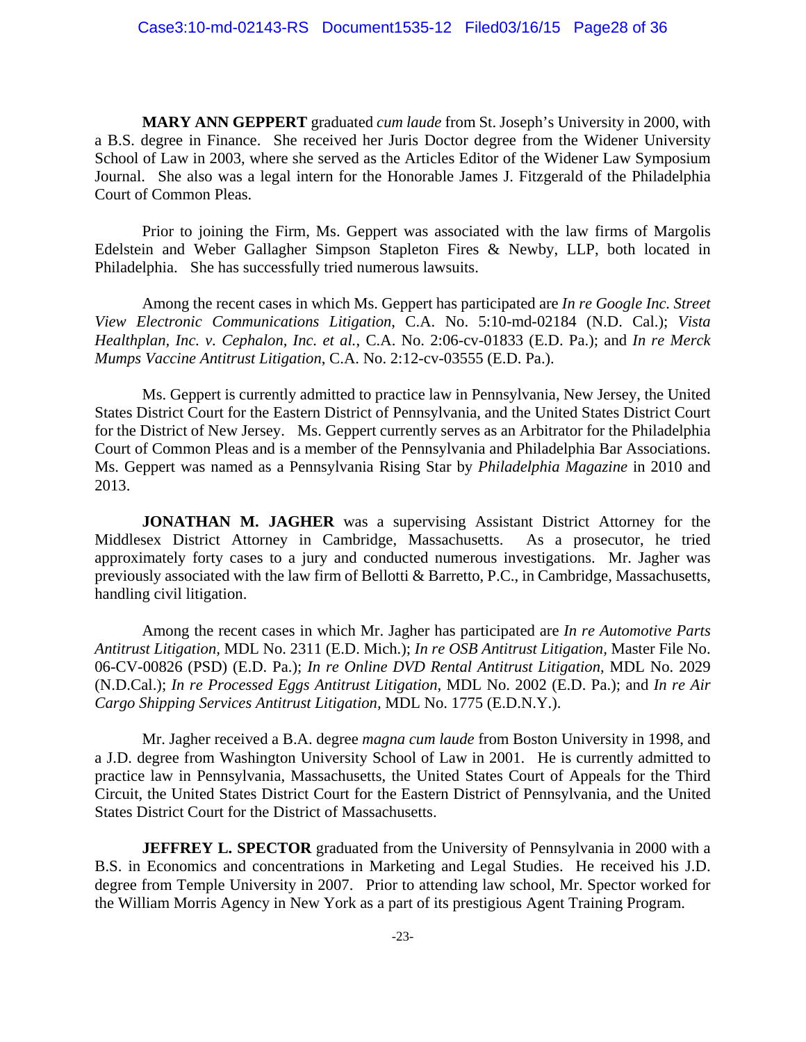**MARY ANN GEPPERT** graduated *cum laude* from St. Joseph's University in 2000, with a B.S. degree in Finance. She received her Juris Doctor degree from the Widener University School of Law in 2003, where she served as the Articles Editor of the Widener Law Symposium Journal. She also was a legal intern for the Honorable James J. Fitzgerald of the Philadelphia Court of Common Pleas.

Prior to joining the Firm, Ms. Geppert was associated with the law firms of Margolis Edelstein and Weber Gallagher Simpson Stapleton Fires & Newby, LLP, both located in Philadelphia. She has successfully tried numerous lawsuits.

Among the recent cases in which Ms. Geppert has participated are *In re Google Inc. Street View Electronic Communications Litigation*, C.A. No. 5:10-md-02184 (N.D. Cal.); *Vista Healthplan, Inc. v. Cephalon, Inc. et al.*, C.A. No. 2:06-cv-01833 (E.D. Pa.); and *In re Merck Mumps Vaccine Antitrust Litigation*, C.A. No. 2:12-cv-03555 (E.D. Pa.).

Ms. Geppert is currently admitted to practice law in Pennsylvania, New Jersey, the United States District Court for the Eastern District of Pennsylvania, and the United States District Court for the District of New Jersey. Ms. Geppert currently serves as an Arbitrator for the Philadelphia Court of Common Pleas and is a member of the Pennsylvania and Philadelphia Bar Associations. Ms. Geppert was named as a Pennsylvania Rising Star by *Philadelphia Magazine* in 2010 and 2013.

**JONATHAN M. JAGHER** was a supervising Assistant District Attorney for the Middlesex District Attorney in Cambridge, Massachusetts. As a prosecutor, he tried approximately forty cases to a jury and conducted numerous investigations. Mr. Jagher was previously associated with the law firm of Bellotti & Barretto, P.C., in Cambridge, Massachusetts, handling civil litigation.

Among the recent cases in which Mr. Jagher has participated are *In re Automotive Parts Antitrust Litigation*, MDL No. 2311 (E.D. Mich.); *In re OSB Antitrust Litigation*, Master File No. 06-CV-00826 (PSD) (E.D. Pa.); *In re Online DVD Rental Antitrust Litigation*, MDL No. 2029 (N.D.Cal.); *In re Processed Eggs Antitrust Litigation*, MDL No. 2002 (E.D. Pa.); and *In re Air Cargo Shipping Services Antitrust Litigation*, MDL No. 1775 (E.D.N.Y.).

Mr. Jagher received a B.A. degree *magna cum laude* from Boston University in 1998, and a J.D. degree from Washington University School of Law in 2001. He is currently admitted to practice law in Pennsylvania, Massachusetts, the United States Court of Appeals for the Third Circuit, the United States District Court for the Eastern District of Pennsylvania, and the United States District Court for the District of Massachusetts.

**JEFFREY L. SPECTOR** graduated from the University of Pennsylvania in 2000 with a B.S. in Economics and concentrations in Marketing and Legal Studies. He received his J.D. degree from Temple University in 2007. Prior to attending law school, Mr. Spector worked for the William Morris Agency in New York as a part of its prestigious Agent Training Program.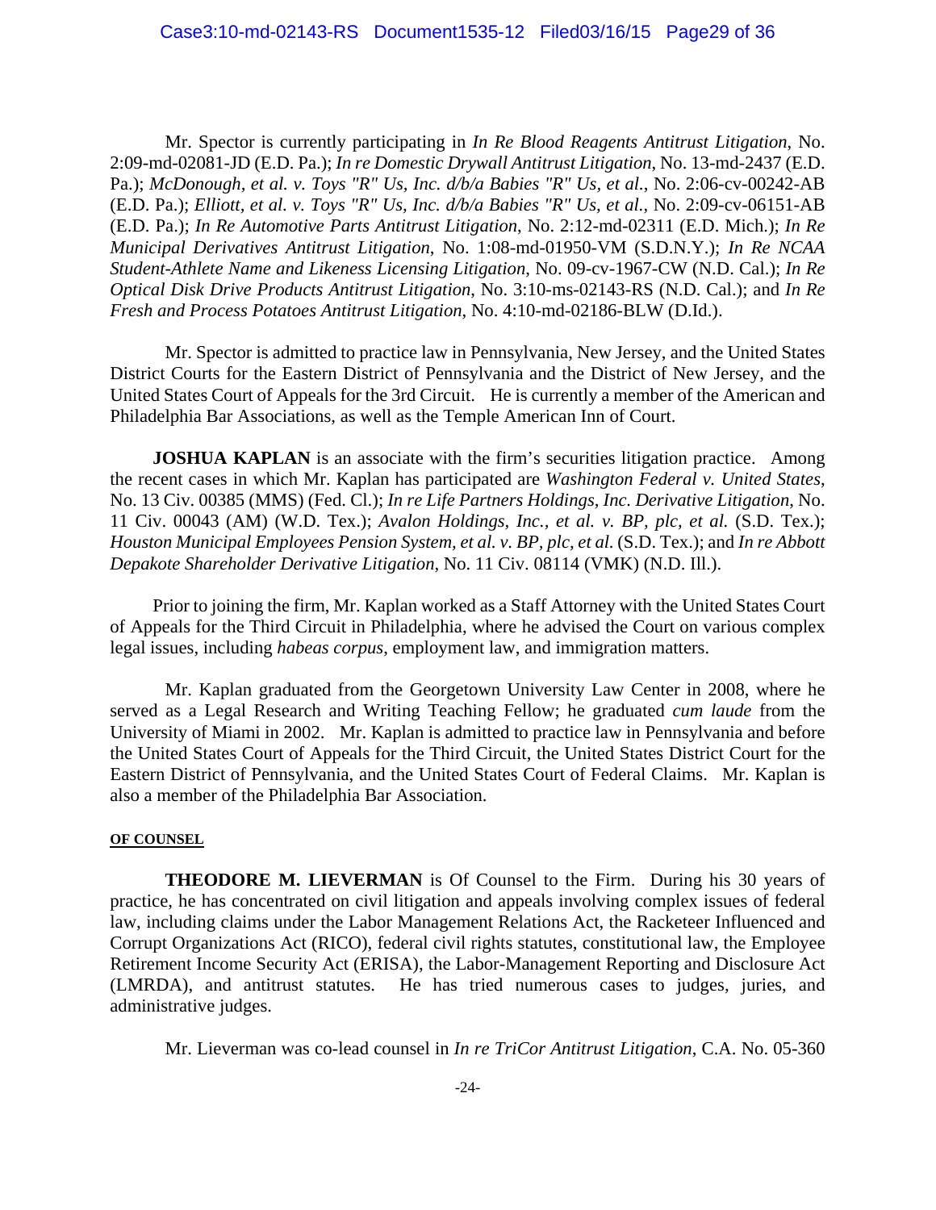Mr. Spector is currently participating in *In Re Blood Reagents Antitrust Litigation*, No. 2:09-md-02081-JD (E.D. Pa.); *In re Domestic Drywall Antitrust Litigation*, No. 13-md-2437 (E.D. Pa.); *McDonough, et al. v. Toys "R" Us, Inc. d/b/a Babies "R" Us, et al.*, No. 2:06-cv-00242-AB (E.D. Pa.); *Elliott, et al. v. Toys "R" Us, Inc. d/b/a Babies "R" Us, et al.*, No. 2:09-cv-06151-AB (E.D. Pa.); *In Re Automotive Parts Antitrust Litigation*, No. 2:12-md-02311 (E.D. Mich.); *In Re Municipal Derivatives Antitrust Litigation*, No. 1:08-md-01950-VM (S.D.N.Y.); *In Re NCAA Student-Athlete Name and Likeness Licensing Litigation*, No. 09-cv-1967-CW (N.D. Cal.); *In Re Optical Disk Drive Products Antitrust Litigation*, No. 3:10-ms-02143-RS (N.D. Cal.); and *In Re Fresh and Process Potatoes Antitrust Litigation*, No. 4:10-md-02186-BLW (D.Id.).

Mr. Spector is admitted to practice law in Pennsylvania, New Jersey, and the United States District Courts for the Eastern District of Pennsylvania and the District of New Jersey, and the United States Court of Appeals for the 3rd Circuit. He is currently a member of the American and Philadelphia Bar Associations, as well as the Temple American Inn of Court.

**JOSHUA KAPLAN** is an associate with the firm's securities litigation practice. Among the recent cases in which Mr. Kaplan has participated are *Washington Federal v. United States*, No. 13 Civ. 00385 (MMS) (Fed. Cl.); *In re Life Partners Holdings, Inc. Derivative Litigation*, No. 11 Civ. 00043 (AM) (W.D. Tex.); *Avalon Holdings, Inc., et al. v. BP, plc, et al.* (S.D. Tex.); *Houston Municipal Employees Pension System, et al. v. BP, plc, et al.* (S.D. Tex.); and *In re Abbott Depakote Shareholder Derivative Litigation*, No. 11 Civ. 08114 (VMK) (N.D. Ill.).

Prior to joining the firm, Mr. Kaplan worked as a Staff Attorney with the United States Court of Appeals for the Third Circuit in Philadelphia, where he advised the Court on various complex legal issues, including *habeas corpus*, employment law, and immigration matters.

Mr. Kaplan graduated from the Georgetown University Law Center in 2008, where he served as a Legal Research and Writing Teaching Fellow; he graduated *cum laude* from the University of Miami in 2002. Mr. Kaplan is admitted to practice law in Pennsylvania and before the United States Court of Appeals for the Third Circuit, the United States District Court for the Eastern District of Pennsylvania, and the United States Court of Federal Claims. Mr. Kaplan is also a member of the Philadelphia Bar Association.

**OF COUNSEL**

**THEODORE M. LIEVERMAN** is Of Counsel to the Firm. During his 30 years of practice, he has concentrated on civil litigation and appeals involving complex issues of federal law, including claims under the Labor Management Relations Act, the Racketeer Influenced and Corrupt Organizations Act (RICO), federal civil rights statutes, constitutional law, the Employee Retirement Income Security Act (ERISA), the Labor-Management Reporting and Disclosure Act (LMRDA), and antitrust statutes. He has tried numerous cases to judges, juries, and administrative judges.

Mr. Lieverman was co-lead counsel in *In re TriCor Antitrust Litigation*, C.A. No. 05-360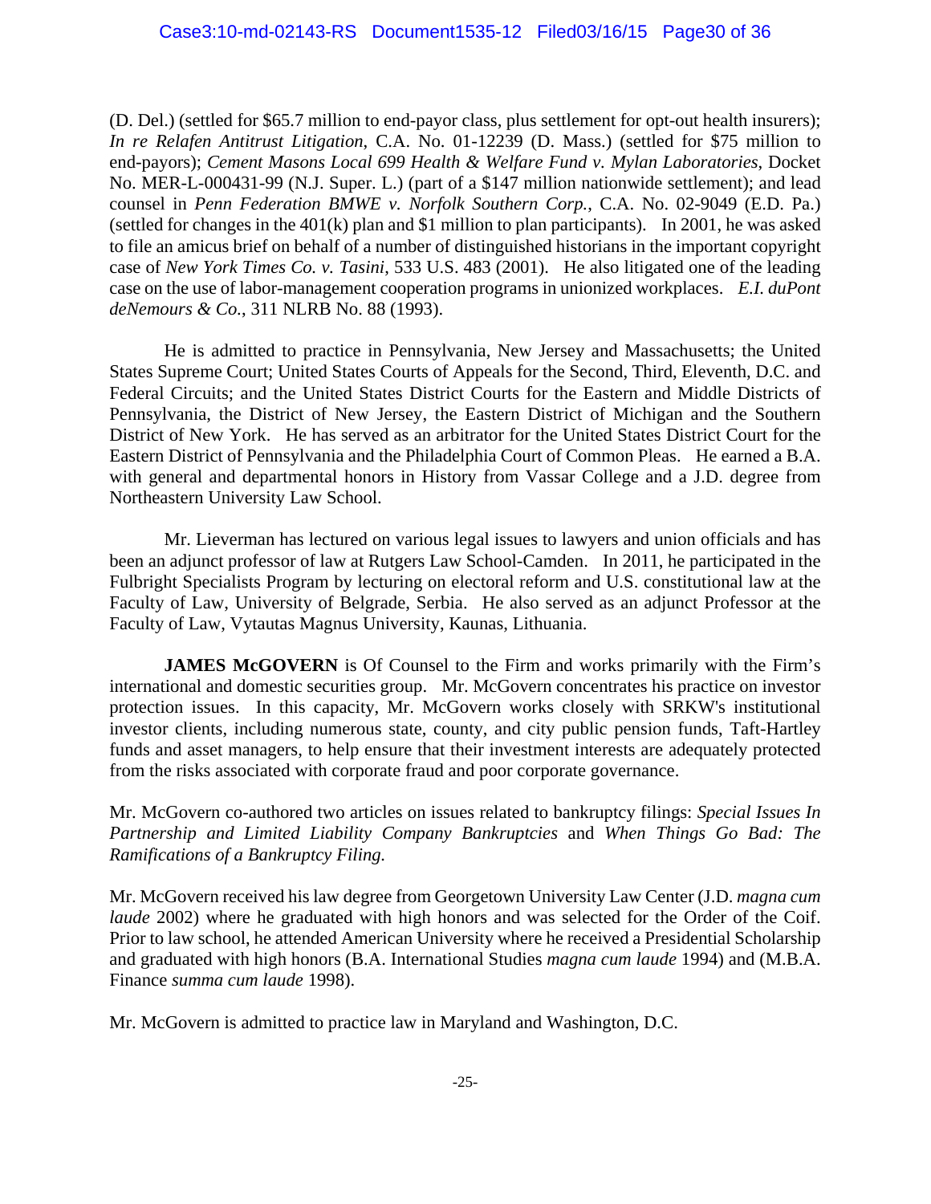(D. Del.) (settled for $65.7 million to end-payor class, plus settlement for opt-out health insurers); *In re Relafen Antitrust Litigation*, C.A. No. 01-12239 (D. Mass.) (settled for $75 million to end-payors); *Cement Masons Local 699 Health & Welfare Fund v. Mylan Laboratories*, Docket No. MER-L-000431-99 (N.J. Super. L.) (part of a $147 million nationwide settlement); and lead counsel in *Penn Federation BMWE v. Norfolk Southern Corp.*, C.A. No. 02-9049 (E.D. Pa.) (settled for changes in the 401(k) plan and $1 million to plan participants). In 2001, he was asked to file an amicus brief on behalf of a number of distinguished historians in the important copyright case of *New York Times Co. v. Tasini*, 533 U.S. 483 (2001). He also litigated one of the leading case on the use of labor-management cooperation programs in unionized workplaces. *E.I. duPont deNemours & Co.*, 311 NLRB No. 88 (1993).

He is admitted to practice in Pennsylvania, New Jersey and Massachusetts; the United States Supreme Court; United States Courts of Appeals for the Second, Third, Eleventh, D.C. and Federal Circuits; and the United States District Courts for the Eastern and Middle Districts of Pennsylvania, the District of New Jersey, the Eastern District of Michigan and the Southern District of New York. He has served as an arbitrator for the United States District Court for the Eastern District of Pennsylvania and the Philadelphia Court of Common Pleas. He earned a B.A. with general and departmental honors in History from Vassar College and a J.D. degree from Northeastern University Law School.

Mr. Lieverman has lectured on various legal issues to lawyers and union officials and has been an adjunct professor of law at Rutgers Law School-Camden. In 2011, he participated in the Fulbright Specialists Program by lecturing on electoral reform and U.S. constitutional law at the Faculty of Law, University of Belgrade, Serbia. He also served as an adjunct Professor at the Faculty of Law, Vytautas Magnus University, Kaunas, Lithuania.

**JAMES McGOVERN** is Of Counsel to the Firm and works primarily with the Firm's international and domestic securities group. Mr. McGovern concentrates his practice on investor protection issues. In this capacity, Mr. McGovern works closely with SRKW's institutional investor clients, including numerous state, county, and city public pension funds, Taft-Hartley funds and asset managers, to help ensure that their investment interests are adequately protected from the risks associated with corporate fraud and poor corporate governance.

Mr. McGovern co-authored two articles on issues related to bankruptcy filings: *Special Issues In Partnership and Limited Liability Company Bankruptcies* and *When Things Go Bad: The Ramifications of a Bankruptcy Filing.*

Mr. McGovern received his law degree from Georgetown University Law Center (J.D. *magna cum laude* 2002) where he graduated with high honors and was selected for the Order of the Coif. Prior to law school, he attended American University where he received a Presidential Scholarship and graduated with high honors (B.A. International Studies *magna cum laude* 1994) and (M.B.A. Finance *summa cum laude* 1998).

Mr. McGovern is admitted to practice law in Maryland and Washington, D.C.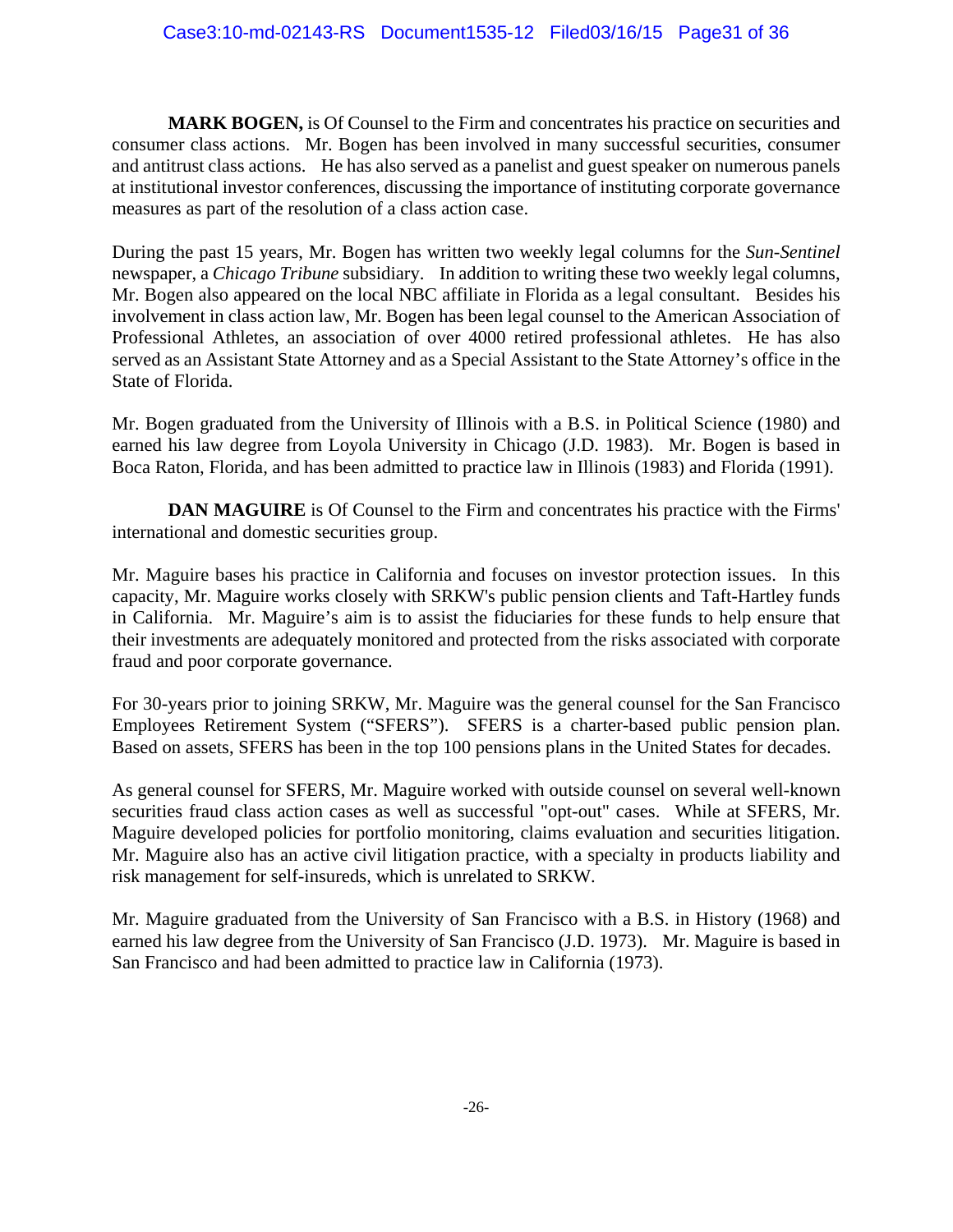**MARK BOGEN,** is Of Counsel to the Firm and concentrates his practice on securities and consumer class actions. Mr. Bogen has been involved in many successful securities, consumer and antitrust class actions. He has also served as a panelist and guest speaker on numerous panels at institutional investor conferences, discussing the importance of instituting corporate governance measures as part of the resolution of a class action case.

During the past 15 years, Mr. Bogen has written two weekly legal columns for the *Sun-Sentinel* newspaper, a *Chicago Tribune* subsidiary. In addition to writing these two weekly legal columns, Mr. Bogen also appeared on the local NBC affiliate in Florida as a legal consultant. Besides his involvement in class action law, Mr. Bogen has been legal counsel to the American Association of Professional Athletes, an association of over 4000 retired professional athletes. He has also served as an Assistant State Attorney and as a Special Assistant to the State Attorney's office in the State of Florida.

Mr. Bogen graduated from the University of Illinois with a B.S. in Political Science (1980) and earned his law degree from Loyola University in Chicago (J.D. 1983). Mr. Bogen is based in Boca Raton, Florida, and has been admitted to practice law in Illinois (1983) and Florida (1991).

**DAN MAGUIRE** is Of Counsel to the Firm and concentrates his practice with the Firms' international and domestic securities group.

Mr. Maguire bases his practice in California and focuses on investor protection issues. In this capacity, Mr. Maguire works closely with SRKW's public pension clients and Taft-Hartley funds in California. Mr. Maguire's aim is to assist the fiduciaries for these funds to help ensure that their investments are adequately monitored and protected from the risks associated with corporate fraud and poor corporate governance.

For 30-years prior to joining SRKW, Mr. Maguire was the general counsel for the San Francisco Employees Retirement System ("SFERS"). SFERS is a charter-based public pension plan. Based on assets, SFERS has been in the top 100 pensions plans in the United States for decades.

As general counsel for SFERS, Mr. Maguire worked with outside counsel on several well-known securities fraud class action cases as well as successful "opt-out" cases. While at SFERS, Mr. Maguire developed policies for portfolio monitoring, claims evaluation and securities litigation. Mr. Maguire also has an active civil litigation practice, with a specialty in products liability and risk management for self-insureds, which is unrelated to SRKW.

Mr. Maguire graduated from the University of San Francisco with a B.S. in History (1968) and earned his law degree from the University of San Francisco (J.D. 1973). Mr. Maguire is based in San Francisco and had been admitted to practice law in California (1973).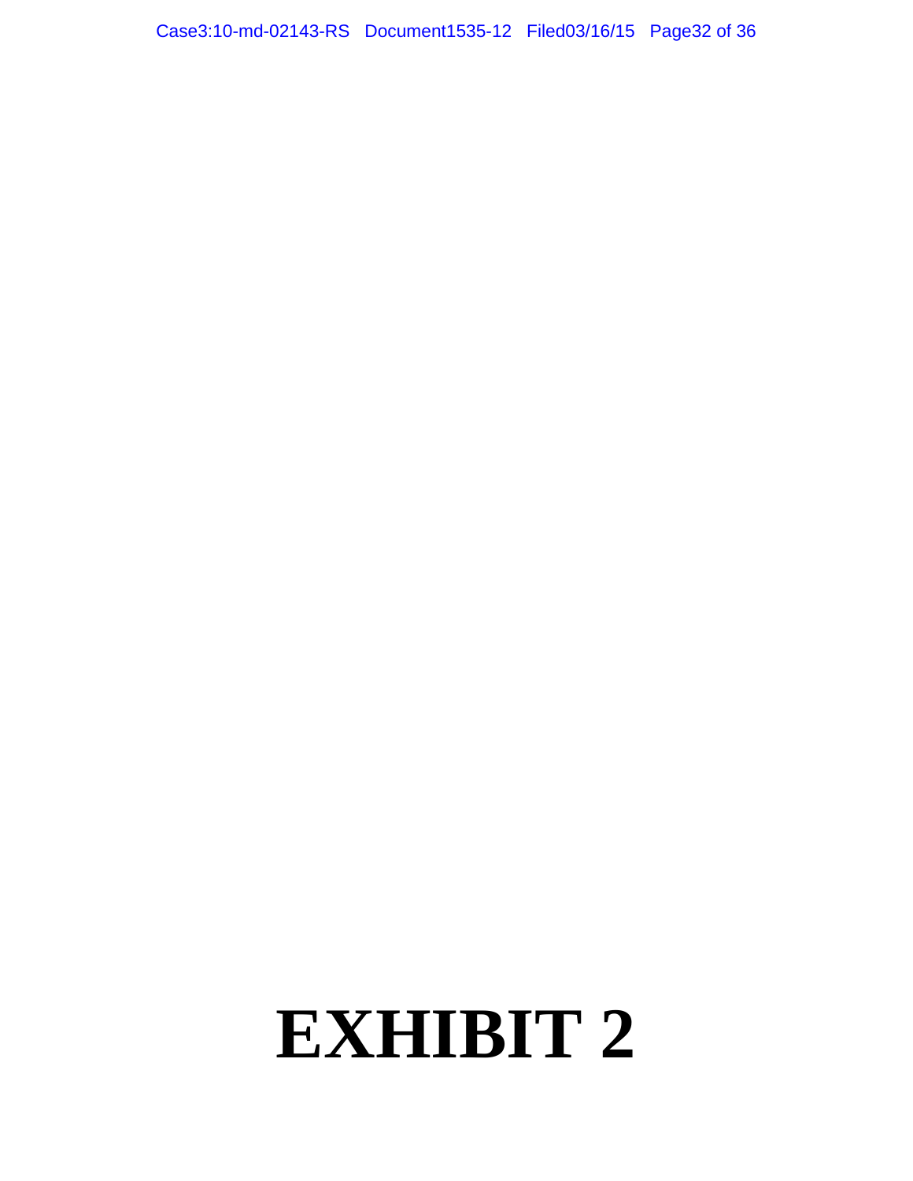# EXHIBIT 2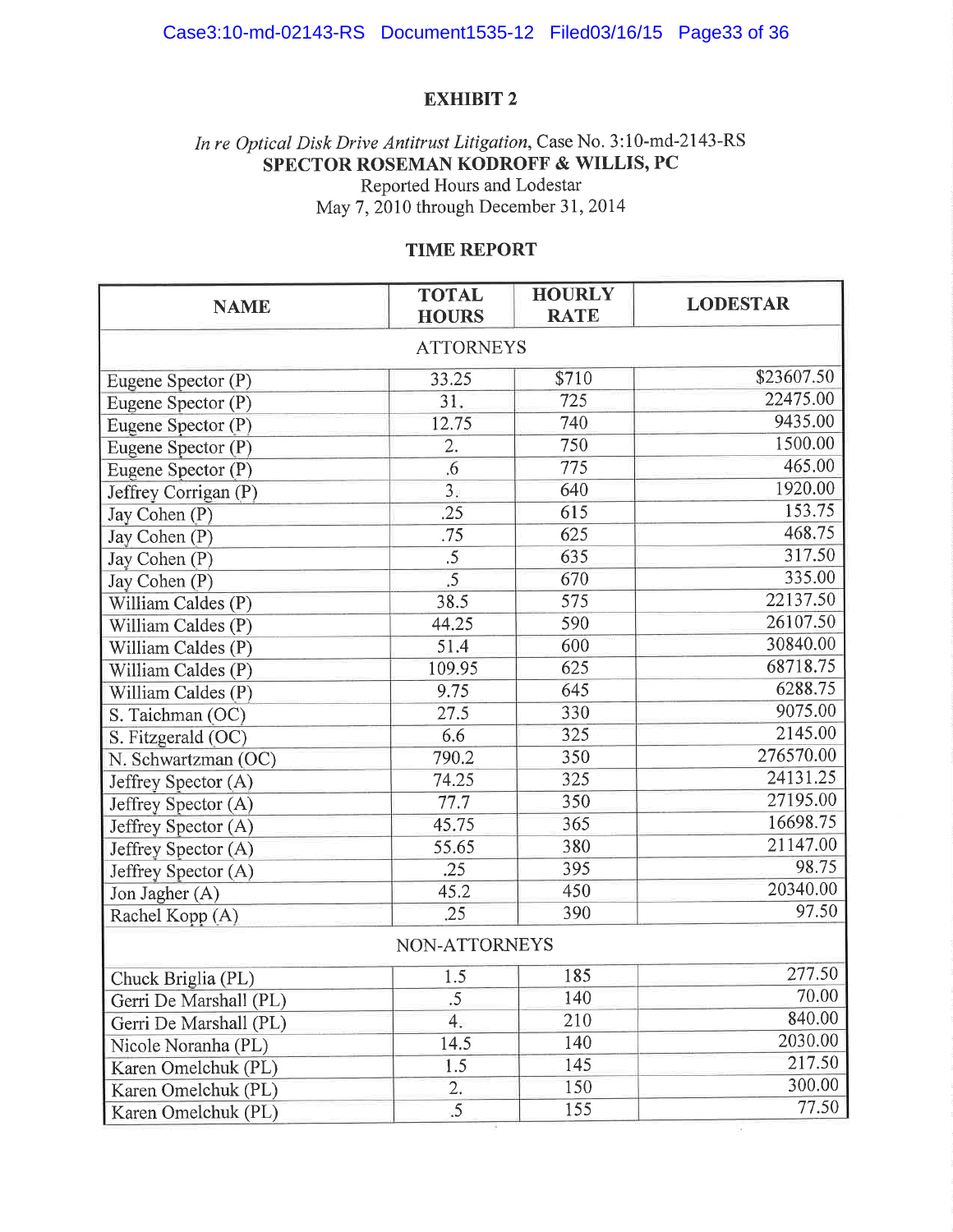**EXHIBIT 2**

*In re Optical Disk Drive Antitrust Litigation*, Case No. 3:10-md-2143-RS
**SPECTOR ROSEMAN KODROFF & WILLIS, PC**
Reported Hours and Lodestar
May 7, 2010 through December 31, 2014

**TIME REPORT**

| NAME | TOTAL HOURS | HOURLY RATE | LODESTAR |
|---|---|---|---|
| ATTORNEYS | | | |
| Eugene Spector (P) | 33.25 | $710 | $23607.50 |
| Eugene Spector (P) | 31. | 725 | 22475.00 |
| Eugene Spector (P) | 12.75 | 740 | 9435.00 |
| Eugene Spector (P) | 2. | 750 | 1500.00 |
| Eugene Spector (P) | .6 | 775 | 465.00 |
| Jeffrey Corrigan (P) | 3. | 640 | 1920.00 |
| Jay Cohen (P) | .25 | 615 | 153.75 |
| Jay Cohen (P) | .75 | 625 | 468.75 |
| Jay Cohen (P) | .5 | 635 | 317.50 |
| Jay Cohen (P) | .5 | 670 | 335.00 |
| William Caldes (P) | 38.5 | 575 | 22137.50 |
| William Caldes (P) | 44.25 | 590 | 26107.50 |
| William Caldes (P) | 51.4 | 600 | 30840.00 |
| William Caldes (P) | 109.95 | 625 | 68718.75 |
| William Caldes (P) | 9.75 | 645 | 6288.75 |
| S. Taichman (OC) | 27.5 | 330 | 9075.00 |
| S. Fitzgerald (OC) | 6.6 | 325 | 2145.00 |
| N. Schwartzman (OC) | 790.2 | 350 | 276570.00 |
| Jeffrey Spector (A) | 74.25 | 325 | 24131.25 |
| Jeffrey Spector (A) | 77.7 | 350 | 27195.00 |
| Jeffrey Spector (A) | 45.75 | 365 | 16698.75 |
| Jeffrey Spector (A) | 55.65 | 380 | 21147.00 |
| Jeffrey Spector (A) | .25 | 395 | 98.75 |
| Jon Jagher (A) | 45.2 | 450 | 20340.00 |
| Rachel Kopp (A) | .25 | 390 | 97.50 |
| NON-ATTORNEYS | | | |
| Chuck Briglia (PL) | 1.5 | 185 | 277.50 |
| Gerri De Marshall (PL) | .5 | 140 | 70.00 |
| Gerri De Marshall (PL) | 4. | 210 | 840.00 |
| Nicole Noranha (PL) | 14.5 | 140 | 2030.00 |
| Karen Omelchuk (PL) | 1.5 | 145 | 217.50 |
| Karen Omelchuk (PL) | 2. | 150 | 300.00 |
| Karen Omelchuk (PL) | .5 | 155 | 77.50 |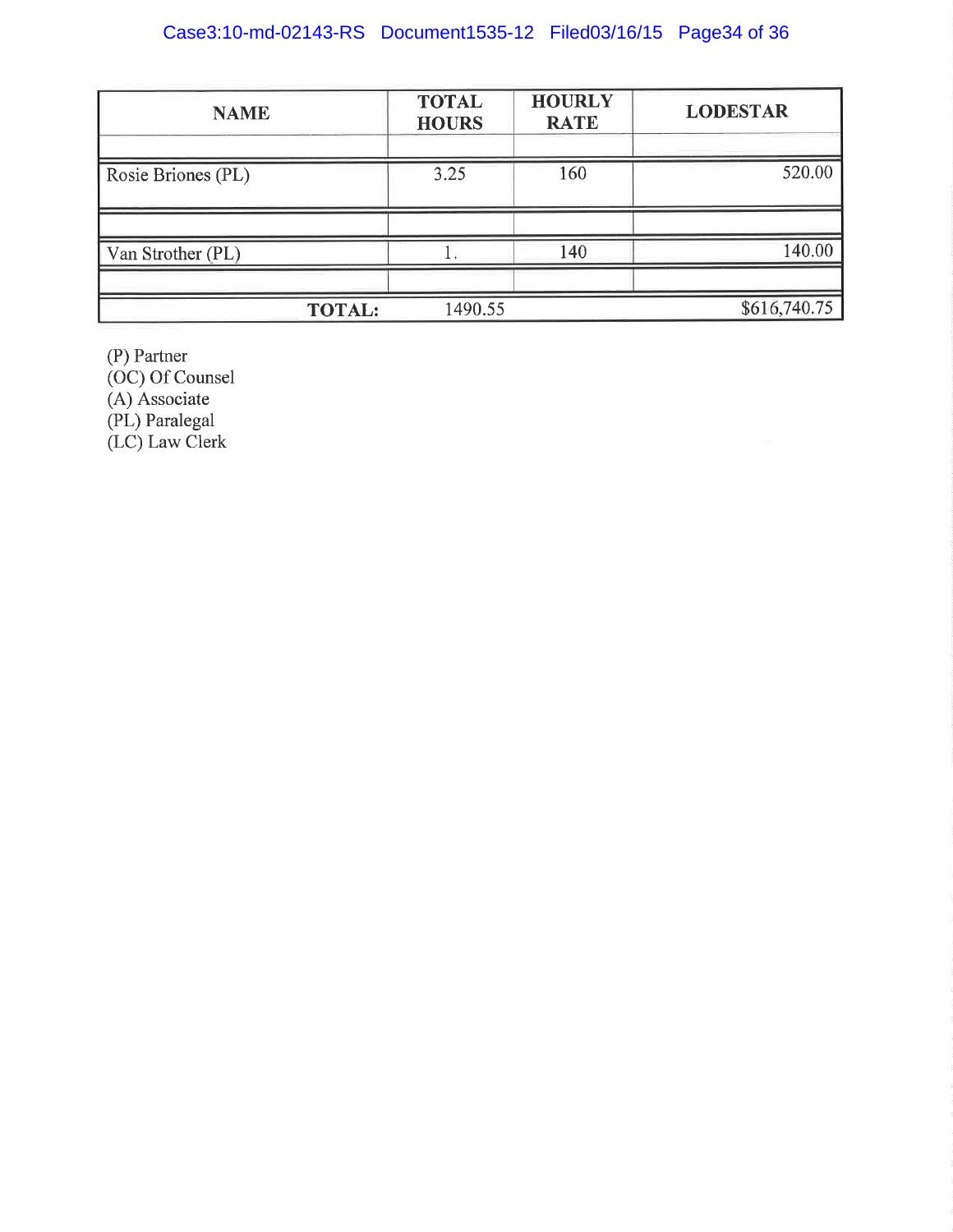| NAME | TOTAL HOURS | HOURLY RATE | LODESTAR |
|---|---|---|---|
| | | | |
| Rosie Briones (PL) | 3.25 | 160 | 520.00 |
| | | | |
| Van Strother (PL) | 1. | 140 | 140.00 |
| | | | |
| TOTAL: | 1490.55 | | $616,740.75 |

(P) Partner
(OC) Of Counsel
(A) Associate
(PL) Paralegal
(LC) Law Clerk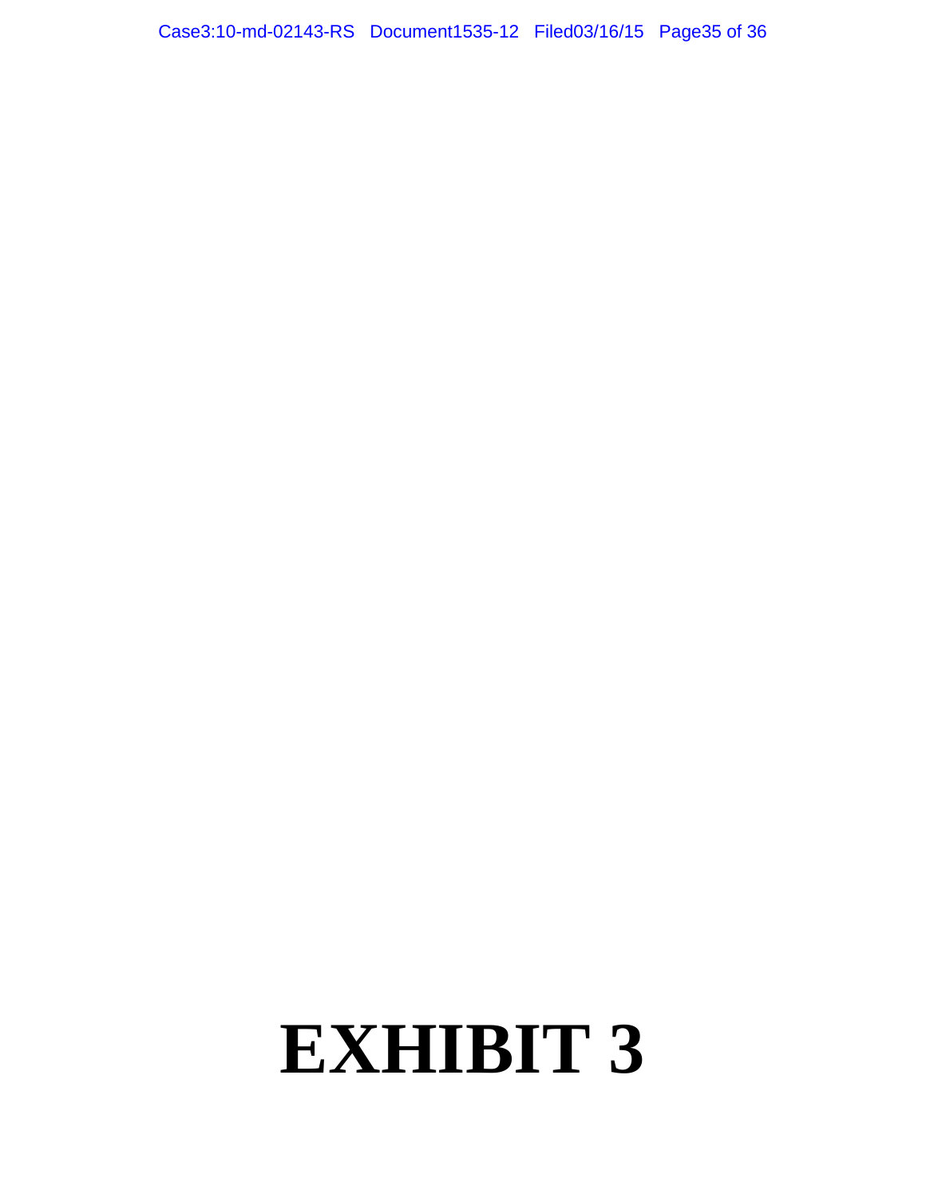# EXHIBIT 3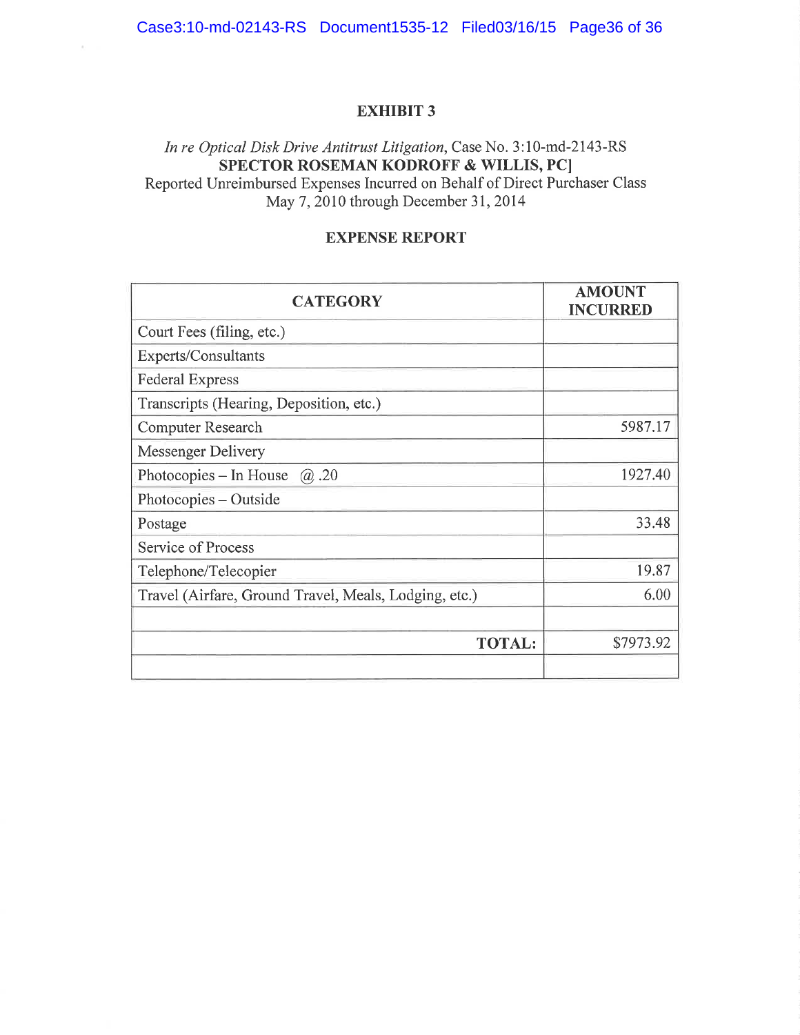**EXHIBIT 3**

*In re Optical Disk Drive Antitrust Litigation*, Case No. 3:10-md-2143-RS
**SPECTOR ROSEMAN KODROFF & WILLIS, PC]**
Reported Unreimbursed Expenses Incurred on Behalf of Direct Purchaser Class
May 7, 2010 through December 31, 2014

**EXPENSE REPORT**

| CATEGORY | AMOUNT INCURRED |
|---|---|
| Court Fees (filing, etc.) | |
| Experts/Consultants | |
| Federal Express | |
| Transcripts (Hearing, Deposition, etc.) | |
| Computer Research | 5987.17 |
| Messenger Delivery | |
| Photocopies – In House @ .20 | 1927.40 |
| Photocopies – Outside | |
| Postage | 33.48 |
| Service of Process | |
| Telephone/Telecopier | 19.87 |
| Travel (Airfare, Ground Travel, Meals, Lodging, etc.) | 6.00 |
| | |
| **TOTAL:** | $7973.92 |
| | |